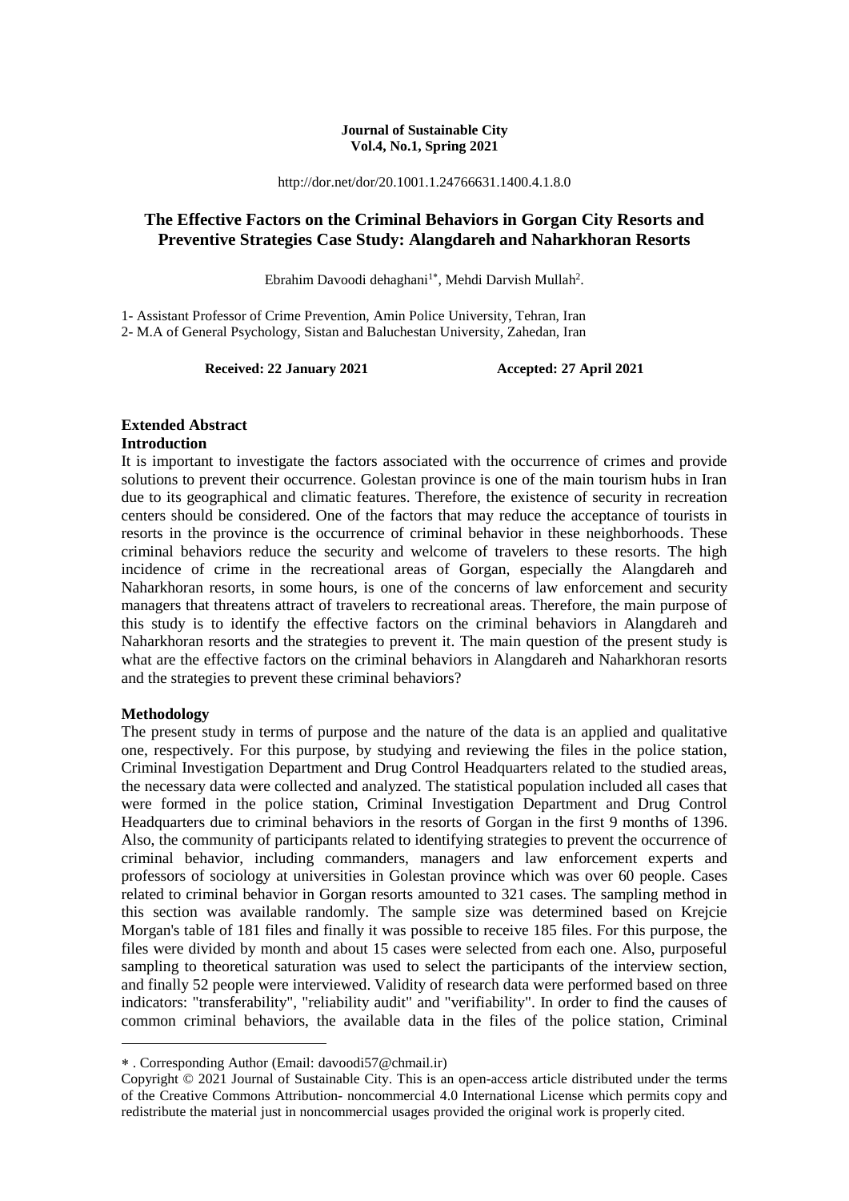**Journal of Sustainable City**
**Vol.4, No.1, Spring 2021**

http://dor.net/dor/20.1001.1.24766631.1400.4.1.8.0

# The Effective Factors on the Criminal Behaviors in Gorgan City Resorts and Preventive Strategies Case Study: Alangdareh and Naharkhoran Resorts

Ebrahim Davoodi dehaghani[1*], Mehdi Darvish Mullah[2].

1- Assistant Professor of Crime Prevention, Amin Police University, Tehran, Iran
2- M.A of General Psychology, Sistan and Baluchestan University, Zahedan, Iran

**Received: 22 January 2021** **Accepted: 27 April 2021**

## Extended Abstract

### Introduction

It is important to investigate the factors associated with the occurrence of crimes and provide solutions to prevent their occurrence. Golestan province is one of the main tourism hubs in Iran due to its geographical and climatic features. Therefore, the existence of security in recreation centers should be considered. One of the factors that may reduce the acceptance of tourists in resorts in the province is the occurrence of criminal behavior in these neighborhoods. These criminal behaviors reduce the security and welcome of travelers to these resorts. The high incidence of crime in the recreational areas of Gorgan, especially the Alangdareh and Naharkhoran resorts, in some hours, is one of the concerns of law enforcement and security managers that threatens attract of travelers to recreational areas. Therefore, the main purpose of this study is to identify the effective factors on the criminal behaviors in Alangdareh and Naharkhoran resorts and the strategies to prevent it. The main question of the present study is what are the effective factors on the criminal behaviors in Alangdareh and Naharkhoran resorts and the strategies to prevent these criminal behaviors?

### Methodology

The present study in terms of purpose and the nature of the data is an applied and qualitative one, respectively. For this purpose, by studying and reviewing the files in the police station, Criminal Investigation Department and Drug Control Headquarters related to the studied areas, the necessary data were collected and analyzed. The statistical population included all cases that were formed in the police station, Criminal Investigation Department and Drug Control Headquarters due to criminal behaviors in the resorts of Gorgan in the first 9 months of 1396. Also, the community of participants related to identifying strategies to prevent the occurrence of criminal behavior, including commanders, managers and law enforcement experts and professors of sociology at universities in Golestan province which was over 60 people. Cases related to criminal behavior in Gorgan resorts amounted to 321 cases. The sampling method in this section was available randomly. The sample size was determined based on Krejcie Morgan's table of 181 files and finally it was possible to receive 185 files. For this purpose, the files were divided by month and about 15 cases were selected from each one. Also, purposeful sampling to theoretical saturation was used to select the participants of the interview section, and finally 52 people were interviewed. Validity of research data were performed based on three indicators: "transferability", "reliability audit" and "verifiability". In order to find the causes of common criminal behaviors, the available data in the files of the police station, Criminal

---

* . Corresponding Author (Email: davoodi57@chmail.ir)

Copyright © 2021 Journal of Sustainable City. This is an open-access article distributed under the terms of the Creative Commons Attribution- noncommercial 4.0 International License which permits copy and redistribute the material just in noncommercial usages provided the original work is properly cited.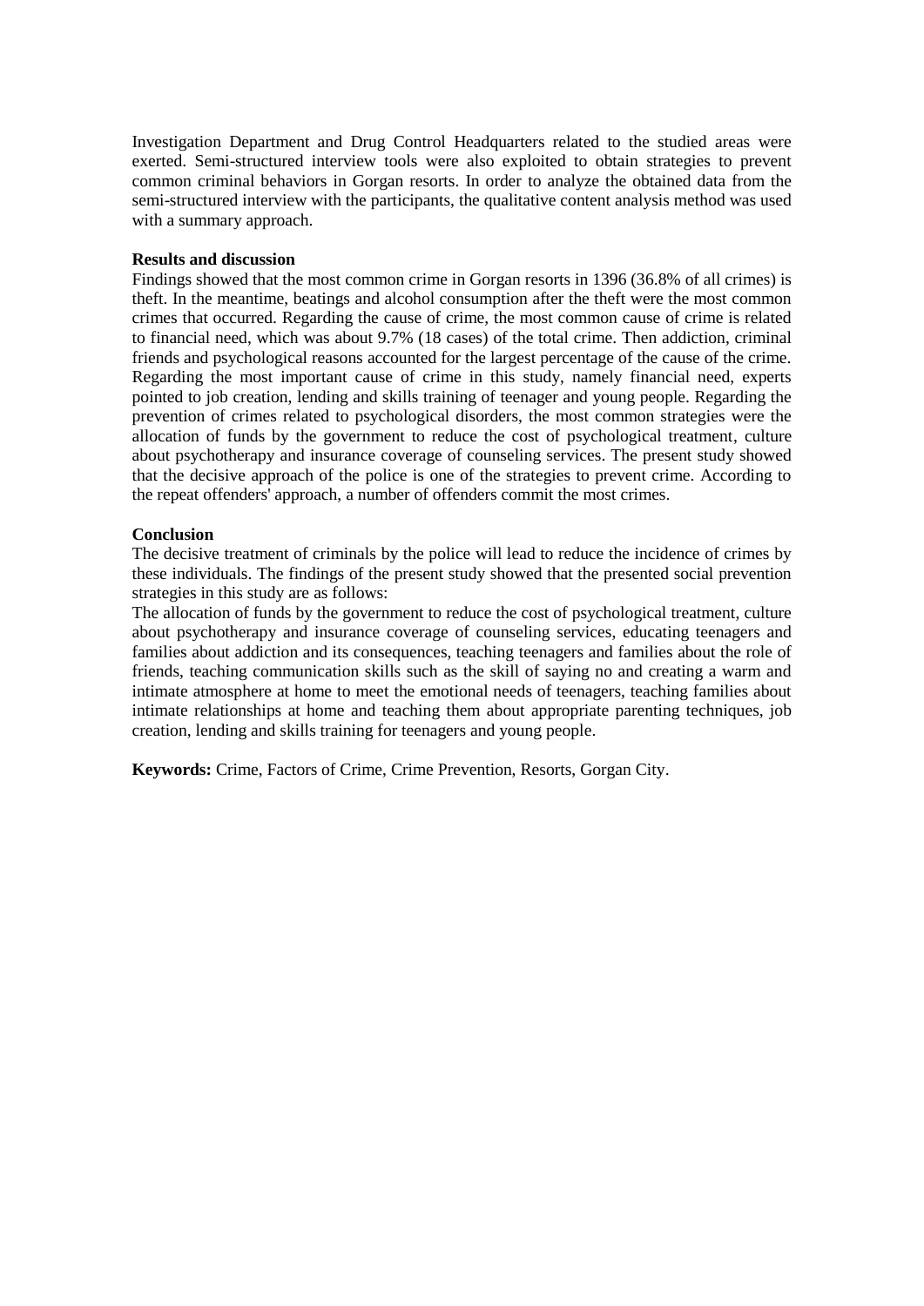Investigation Department and Drug Control Headquarters related to the studied areas were exerted. Semi-structured interview tools were also exploited to obtain strategies to prevent common criminal behaviors in Gorgan resorts. In order to analyze the obtained data from the semi-structured interview with the participants, the qualitative content analysis method was used with a summary approach.

**Results and discussion**

Findings showed that the most common crime in Gorgan resorts in 1396 (36.8% of all crimes) is theft. In the meantime, beatings and alcohol consumption after the theft were the most common crimes that occurred. Regarding the cause of crime, the most common cause of crime is related to financial need, which was about 9.7% (18 cases) of the total crime. Then addiction, criminal friends and psychological reasons accounted for the largest percentage of the cause of the crime. Regarding the most important cause of crime in this study, namely financial need, experts pointed to job creation, lending and skills training of teenager and young people. Regarding the prevention of crimes related to psychological disorders, the most common strategies were the allocation of funds by the government to reduce the cost of psychological treatment, culture about psychotherapy and insurance coverage of counseling services. The present study showed that the decisive approach of the police is one of the strategies to prevent crime. According to the repeat offenders' approach, a number of offenders commit the most crimes.

**Conclusion**

The decisive treatment of criminals by the police will lead to reduce the incidence of crimes by these individuals. The findings of the present study showed that the presented social prevention strategies in this study are as follows:

The allocation of funds by the government to reduce the cost of psychological treatment, culture about psychotherapy and insurance coverage of counseling services, educating teenagers and families about addiction and its consequences, teaching teenagers and families about the role of friends, teaching communication skills such as the skill of saying no and creating a warm and intimate atmosphere at home to meet the emotional needs of teenagers, teaching families about intimate relationships at home and teaching them about appropriate parenting techniques, job creation, lending and skills training for teenagers and young people.

**Keywords:** Crime, Factors of Crime, Crime Prevention, Resorts, Gorgan City.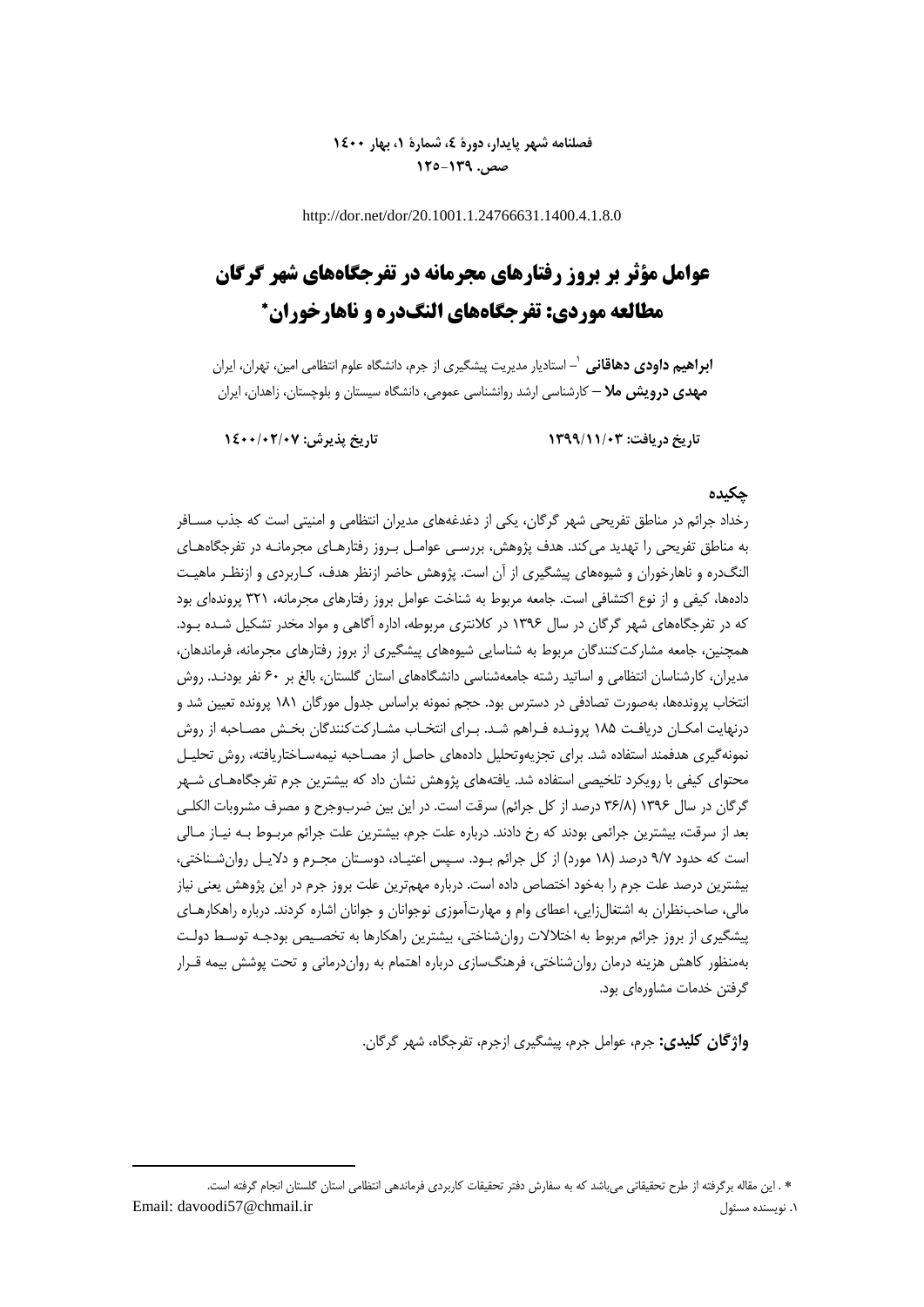http://dor.net/dor/20.1001.1.24766631.1400.4.1.8.0

# عوامل مؤثر بر بروز رفتارهای مجرمانه در تفرجگاه‌های شهر گرگان مطالعه موردی: تفرجگاه‌های النگ‌دره و ناهارخوران*

**ابراهیم داودی دهاقانی** [1]– استادیار مدیریت پیشگیری از جرم، دانشگاه علوم انتظامی امین، تهران، ایران

**مهدی درویش ملا** – کارشناسی ارشد روانشناسی عمومی، دانشگاه سیستان و بلوچستان، زاهدان، ایران

**تاریخ دریافت: ۱۳۹۹/۱۱/۰۳** **تاریخ پذیرش: ۱۴۰۰/۰۲/۰۷**

## چکیده

رخداد جرائم در مناطق تفریحی شهر گرگان، یکی از دغدغه‌های مدیران انتظامی و امنیتی است که جذب مسافر به مناطق تفریحی را تهدید می‌کند. هدف پژوهش، بررسی عوامل بروز رفتارهای مجرمانه در تفرجگاه‌های النگ‌دره و ناهارخوران و شیوه‌های پیشگیری از آن است. پژوهش حاضر ازنظر هدف، کاربردی و ازنظر ماهیت داده‌ها، کیفی و از نوع اکتشافی است. جامعه مربوط به شناخت عوامل بروز رفتارهای مجرمانه، ۳۲۱ پرونده‌ای بود که در تفرجگاه‌های شهر گرگان در سال ۱۳۹۶ در کلانتری مربوطه، اداره آگاهی و مواد مخدر تشکیل شده بود. همچنین، جامعه مشارکت‌کنندگان مربوط به شناسایی شیوه‌های پیشگیری از بروز رفتارهای مجرمانه، فرماندهان، مدیران، کارشناسان انتظامی و اساتید رشته جامعه‌شناسی دانشگاه‌های استان گلستان، بالغ بر ۶۰ نفر بودند. روش انتخاب پرونده‌ها، به‌صورت تصادفی در دسترس بود. حجم نمونه براساس جدول مورگان ۱۸۱ پرونده تعیین شد و درنهایت امکان دریافت ۱۸۵ پرونده فراهم شد. برای انتخاب مشارکت‌کنندگان بخش مصاحبه از روش نمونه‌گیری هدفمند استفاده شد. برای تجزیه‌وتحلیل داده‌های حاصل از مصاحبه نیمه‌ساختاریافته، روش تحلیل محتوای کیفی با رویکرد تلخیصی استفاده شد. یافته‌های پژوهش نشان داد که بیشترین جرم تفرجگاه‌های شهر گرگان در سال ۱۳۹۶ (۳۶/۸ درصد از کل جرائم) سرقت است. در این بین ضرب‌وجرح و مصرف مشروبات الکلی بعد از سرقت، بیشترین جرائمی بودند که رخ دادند. درباره علت جرم، بیشترین علت جرائم مربوط به نیاز مالی است که حدود ۹/۷ درصد (۱۸ مورد) از کل جرائم بود. سپس اعتیاد، دوستان مجرم و دلایل روان‌شناختی، بیشترین درصد علت جرم را به‌خود اختصاص داده است. درباره مهم‌ترین علت بروز جرم در این پژوهش یعنی نیاز مالی، صاحب‌نظران به اشتغال‌زایی، اعطای وام و مهارت‌آموزی نوجوانان و جوانان اشاره کردند. درباره راهکارهای پیشگیری از بروز جرائم مربوط به اختلالات روان‌شناختی، بیشترین راهکارها به تخصیص بودجه توسط دولت به‌منظور کاهش هزینه درمان روان‌شناختی، فرهنگ‌سازی درباره اهتمام به روان‌درمانی و تحت پوشش بیمه قرار گرفتن خدمات مشاوره‌ای بود.

**واژگان کلیدی:** جرم، عوامل جرم، پیشگیری ازجرم، تفرجگاه، شهر گرگان.

---

* . این مقاله برگرفته از طرح تحقیقاتی می‌باشد که به سفارش دفتر تحقیقات کاربردی فرماندهی انتظامی استان گلستان انجام گرفته است.

۱. نویسنده مسئول Email: davoodi57@chmail.ir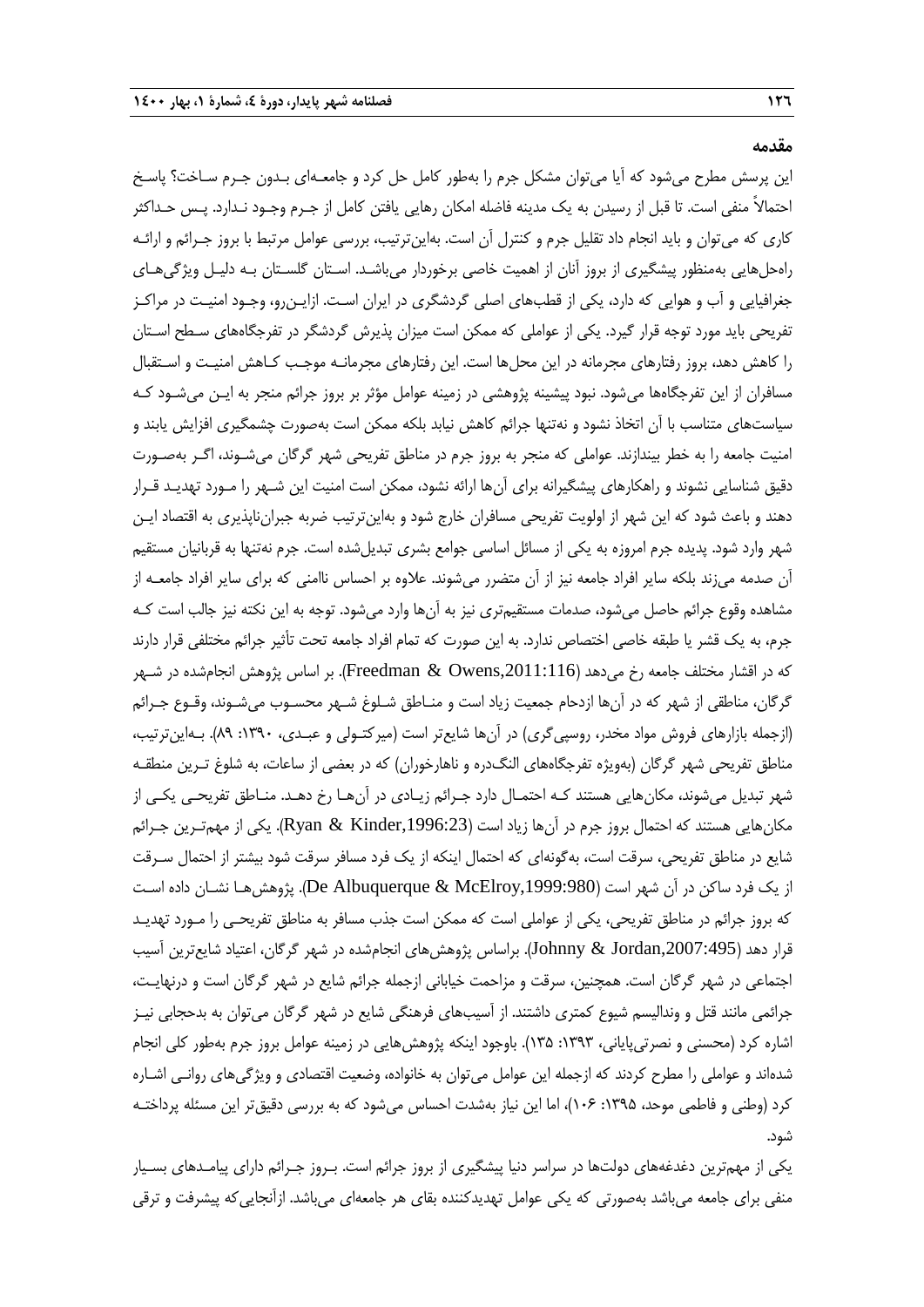## مقدمه

این پرسش مطرح می‌شود که آیا می‌توان مشکل جرم را به‌طور کامل حل کرد و جامعه‌ای بدون جرم ساخت؟ پاسخ احتمالاً منفی است. تا قبل از رسیدن به یک مدینه فاضله امکان رهایی یافتن کامل از جرم وجود ندارد. پس حداکثر کاری که می‌توان و باید انجام داد تقلیل جرم و کنترل آن است. به‌این‌ترتیب، بررسی عوامل مرتبط با بروز جرائم و ارائه راه‌حل‌هایی به‌منظور پیشگیری از بروز آنان از اهمیت خاصی برخوردار می‌باشد. استان گلستان به دلیل ویژگی‌های جغرافیایی و آب و هوایی که دارد، یکی از قطب‌های اصلی گردشگری در ایران است. ازاین‌رو، وجود امنیت در مراکز تفریحی باید مورد توجه قرار گیرد. یکی از عواملی که ممکن است میزان پذیرش گردشگر در تفرجگاه‌های سطح استان را کاهش دهد، بروز رفتارهای مجرمانه در این محل‌ها است. این رفتارهای مجرمانه موجب کاهش امنیت و استقبال مسافران از این تفرجگاه‌ها می‌شود. نبود پیشینه پژوهشی در زمینه عوامل مؤثر بر بروز جرائم منجر به این می‌شود که سیاست‌های متناسب با آن اتخاذ نشود و نه‌تنها جرائم کاهش نیابد بلکه ممکن است به‌صورت چشمگیری افزایش یابند و امنیت جامعه را به خطر بیندازند. عواملی که منجر به بروز جرم در مناطق تفریحی شهر گرگان می‌شوند، اگر به‌صورت دقیق شناسایی نشوند و راهکارهای پیشگیرانه برای آن‌ها ارائه نشود، ممکن است امنیت این شهر را مورد تهدید قرار دهند و باعث شود که این شهر از اولویت تفریحی مسافران خارج شود و به‌این‌ترتیب ضربه جبران‌ناپذیری به اقتصاد این شهر وارد شود. پدیده جرم امروزه به یکی از مسائل اساسی جوامع بشری تبدیل‌شده است. جرم نه‌تنها به قربانیان مستقیم آن صدمه می‌زند بلکه سایر افراد جامعه نیز از آن متضرر می‌شوند. علاوه بر احساس ناامنی که برای سایر افراد جامعه از مشاهده وقوع جرائم حاصل می‌شود، صدمات مستقیم‌تری نیز به آن‌ها وارد می‌شود. توجه به این نکته نیز جالب است که جرم، به یک قشر یا طبقه خاصی اختصاص ندارد. به این صورت که تمام افراد جامعه تحت تأثیر جرائم مختلفی قرار دارند که در اقشار مختلف جامعه رخ می‌دهد (Freedman & Owens,2011:116). بر اساس پژوهش انجام‌شده در شهر گرگان، مناطقی از شهر که در آن‌ها ازدحام جمعیت زیاد است و مناطق شلوغ شهر محسوب می‌شوند، وقوع جرائم (ازجمله بازارهای فروش مواد مخدر، روسپی‌گری) در آن‌ها شایع‌تر است (میرکتولی و عبدی، ۱۳۹۰: ۸۹). به‌این‌ترتیب، مناطق تفریحی شهر گرگان (به‌ویژه تفرجگاه‌های النگدره و ناهارخوران) که در بعضی از ساعات، به شلوغ ترین منطقه شهر تبدیل می‌شوند، مکان‌هایی هستند که احتمال دارد جرائم زیادی در آن‌ها رخ دهد. مناطق تفریحی یکی از مکان‌هایی هستند که احتمال بروز جرم در آن‌ها زیاد است (Ryan & Kinder,1996:23). یکی از مهم‌ترین جرائم شایع در مناطق تفریحی، سرقت است، به‌گونه‌ای که احتمال اینکه از یک فرد مسافر سرقت شود بیشتر از احتمال سرقت از یک فرد ساکن در آن شهر است (De Albuquerque & McElroy,1999:980). پژوهش‌ها نشان داده است که بروز جرائم در مناطق تفریحی، یکی از عواملی است که ممکن است جذب مسافر به مناطق تفریحی را مورد تهدید قرار دهد (Johnny & Jordan,2007:495). براساس پژوهش‌های انجام‌شده در شهر گرگان، اعتیاد شایع‌ترین آسیب اجتماعی در شهر گرگان است. همچنین، سرقت و مزاحمت خیابانی ازجمله جرائم شایع در شهر گرگان است و درنهایت، جرائمی مانند قتل و وندالیسم شیوع کمتری داشتند. از آسیب‌های فرهنگی شایع در شهر گرگان می‌توان به بدحجابی نیز اشاره کرد (محسنی و نصرتی‌پایانی، ۱۳۹۳: ۱۳۵). باوجود اینکه پژوهش‌هایی در زمینه عوامل بروز جرم به‌طور کلی انجام شده‌اند و عواملی را مطرح کردند که ازجمله این عوامل می‌توان به خانواده، وضعیت اقتصادی و ویژگی‌های روانی اشاره کرد (وطنی و فاطمی موحد، ۱۳۹۵: ۱۰۶)، اما این نیاز به‌شدت احساس می‌شود که به بررسی دقیق‌تر این مسئله پرداخته شود.

یکی از مهم‌ترین دغدغه‌های دولت‌ها در سراسر دنیا پیشگیری از بروز جرائم است. بروز جرائم دارای پیامدهای بسیار منفی برای جامعه می‌باشد به‌صورتی که یکی عوامل تهدیدکننده بقای هر جامعه‌ای می‌باشد. ازآنجایی‌که پیشرفت و ترقی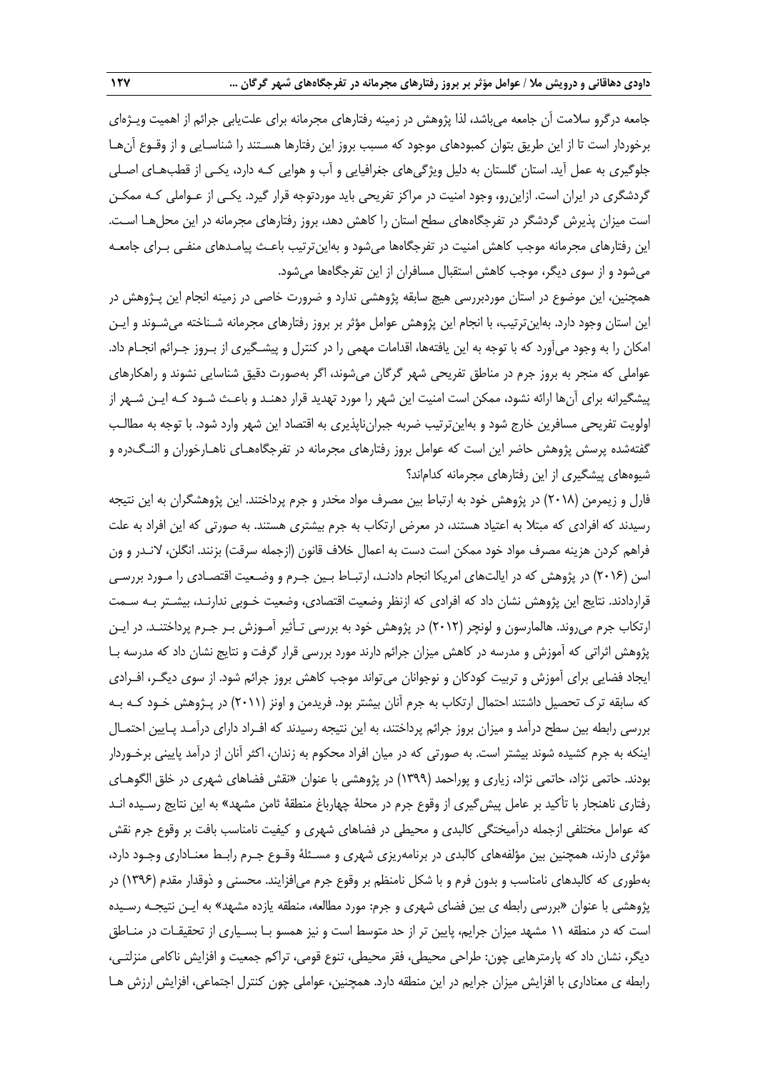جامعه درگرو سلامت آن جامعه می‌باشد، لذا پژوهش در زمینه رفتارهای مجرمانه برای علت‌یابی جرائم از اهمیت ویـژه‌ای برخوردار است تا از این طریق بتوان کمبودهای موجود که مسبب بروز این رفتارها هستند را شناسایی و از وقـوع آن‌هـا جلوگیری به عمل آید. استان گلستان به دلیل ویژگی‌های جغرافیایی و آب و هوایی کـه دارد، یکـی از قطب‌هـای اصـلی گردشگری در ایران است. ازاین‌رو، وجود امنیت در مراکز تفریحی باید موردتوجه قرار گیرد. یکـی از عـواملی کـه ممکـن است میزان پذیرش گردشگر در تفرجگاه‌های سطح استان را کاهش دهد، بروز رفتارهای مجرمانه در این محل‌هـا اسـت. این رفتارهای مجرمانه موجب کاهش امنیت در تفرجگاه‌ها می‌شود و به‌این‌ترتیب باعـث پیامـدهای منفـی بـرای جامعـه می‌شود و از سوی دیگر، موجب کاهش استقبال مسافران از این تفرجگاه‌ها می‌شود.

همچنین، این موضوع در استان موردبررسی هیچ سابقه پژوهشی ندارد و ضرورت خاصی در زمینه انجام این پـژوهش در این استان وجود دارد. به‌این‌ترتیب، با انجام این پژوهش عوامل مؤثر بر بروز رفتارهای مجرمانه شـناخته می‌شـوند و ایـن امکان را به وجود می‌آورد که با توجه به این یافته‌ها، اقدامات مهمی را در کنترل و پیشـگیری از بـروز جـرائم انجـام داد. عواملی که منجر به بروز جرم در مناطق تفریحی شهر گرگان می‌شوند، اگر به‌صورت دقیق شناسایی نشوند و راهکارهای پیشگیرانه برای آن‌ها ارائه نشود، ممکن است امنیت این شهر را مورد تهدید قرار دهنـد و باعـث شـود کـه ایـن شـهر از اولویت تفریحی مسافرین خارج شود و به‌این‌ترتیب ضربه جبران‌ناپذیری به اقتصاد این شهر وارد شود. با توجه به مطالـب گفته‌شده پرسش پژوهش حاضر این است که عوامل بروز رفتارهای مجرمانه در تفرجگاه‌هـای ناهـارخوران و النـگ‌دره و شیوه‌های پیشگیری از این رفتارهای مجرمانه کدام‌اند؟

فارل و زیمرمن (۲۰۱۸) در پژوهش خود به ارتباط بین مصرف مواد مخدر و جرم پرداختند. این پژوهشگران به این نتیجه رسیدند که افرادی که مبتلا به اعتیاد هستند، در معرض ارتکاب به جرم بیشتری هستند. به صورتی که این افراد به علت فراهم کردن هزینه مصرف مواد خود ممکن است دست به اعمال خلاف قانون (ازجمله سرقت) بزنند. انگلن، لانـدر و ون اسن (۲۰۱۶) در پژوهش که در ایالت‌های امریکا انجام دادنـد، ارتبـاط بـین جـرم و وضـعیت اقتصـادی را مـورد بررسـی قراردادند. نتایج این پژوهش نشان داد که افرادی که ازنظر وضعیت اقتصادی، وضعیت خـوبی ندارنـد، بیشـتر بـه سـمت ارتکاب جرم می‌روند. هالمارسون و لونچر (۲۰۱۲) در پژوهش خود به بررسی تـأثیر آمـوزش بـر جـرم پرداختنـد. در ایـن پژوهش اثراتی که آموزش و مدرسه در کاهش میزان جرائم دارند مورد بررسی قرار گرفت و نتایج نشان داد که مدرسه بـا ایجاد فضایی برای آموزش و تربیت کودکان و نوجوانان می‌تواند موجب کاهش بروز جرائم شود. از سوی دیگـر، افـرادی که سابقه ترک تحصیل داشتند احتمال ارتکاب به جرم آنان بیشتر بود. فریدمن و اونز (۲۰۱۱) در پـژوهش خـود کـه بـه بررسی رابطه بین سطح درآمد و میزان بروز جرائم پرداختند، به این نتیجه رسیدند که افـراد دارای درآمـد پـایین احتمـال اینکه به جرم کشیده شوند بیشتر است. به صورتی که در میان افراد محکوم به زندان، اکثر آنان از درآمد پایینی برخـوردار بودند. حاتمی نژاد، حاتمی نژاد، زیاری و پوراحمد (۱۳۹۹) در پژوهشی با عنوان «نقش فضاهای شهری در خلق الگوهـای رفتاری ناهنجار با تأکید بر عامل پیش‌گیری از وقوع جرم در محلهٔ چهارباغ منطقهٔ ثامن مشهد» به این نتایج رسـیده انـد که عوامل مختلفی ازجمله درآمیختگی کالبدی و محیطی در فضاهای شهری و کیفیت نامناسب بافت بر وقوع جرم نقش مؤثری دارند، همچنین بین مؤلفه‌های کالبدی در برنامه‌ریزی شهری و مسـئلهٔ وقـوع جـرم رابـط معنـاداری وجـود دارد، به‌طوری که کالبدهای نامناسب و بدون فرم و با شکل نامنظم بر وقوع جرم می‌افزایند. محسنی و ذوقدار مقدم (۱۳۹۶) در پژوهشی با عنوان «بررسی رابطه ی بین فضای شهری و جرم: مورد مطالعه، منطقه یازده مشهد» به ایـن نتیجـه رسـیده است که در منطقه ۱۱ مشهد میزان جرایم، پایین تر از حد متوسط است و نیز همسو بـا بسـیاری از تحقیقـات در منـاطق دیگر، نشان داد که پارمترهایی چون: طراحی محیطی، فقر محیطی، تنوع قومی، تراکم جمعیت و افزایش ناکامی منزلتـی، رابطه ی معناداری با افزایش میزان جرایم در این منطقه دارد. همچنین، عواملی چون کنترل اجتماعی، افزایش ارزش هـا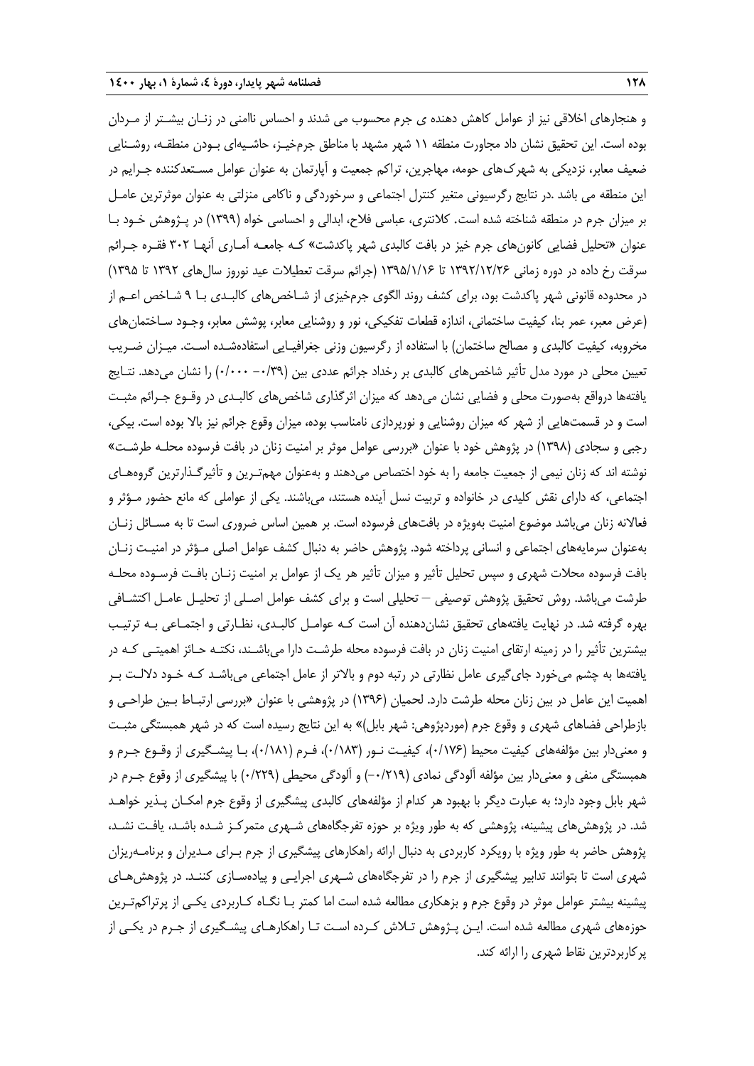و هنجارهای اخلاقی نیز از عوامل کاهش دهنده ی جرم محسوب می شدند و احساس ناامنی در زنـان بیشـتر از مـردان بوده است. این تحقیق نشان داد مجاورت منطقه ۱۱ شهر مشهد با مناطق جرم‌خیـز، حاشـیه‌ای بـودن منطقـه، روشـنایی ضعیف معابر، نزدیکی به شهرک‌های حومه، مهاجرین، تراکم جمعیت و آپارتمان به عنوان عوامل مسـتعدکننده جـرایم در این منطقه می باشد .در نتایج رگرسیونی متغیر کنترل اجتماعی و سرخوردگی و ناکامی منزلتی به عنوان موثرترین عامـل بر میزان جرم در منطقه شناخته شده است. کلانتری، عباسی فلاح، ابدالی و احساسی خواه (۱۳۹۹) در پـژوهش خـود بـا عنوان «تحلیل فضایی کانون‌های جرم خیز در بافت کالبدی شهر پاکدشت» کـه جامعـه آمـاری آنهـا ۳۰۲ فقـره جـرائم سرقت رخ داده در دوره زمانی ۱۳۹۲/۱۲/۲۶ تا ۱۳۹۵/۱/۱۶ (جرائم سرقت تعطیلات عید نوروز سال‌های ۱۳۹۲ تا ۱۳۹۵) در محدوده قانونی شهر پاکدشت بود، برای کشف روند الگوی جرم‌خیزی از شـاخص‌های کالبـدی بـا ۹ شـاخص اعـم از (عرض معبر، عمر بنا، کیفیت ساختمانی، اندازه قطعات تفکیکی، نور و روشنایی معابر، پوشش معابر، وجـود سـاختمان‌های مخروبه، کیفیت کالبدی و مصالح ساختمان) با استفاده از رگرسیون وزنی جغرافیـایی استفاده‌شـده اسـت. میـزان ضـریب تعیین محلی در مورد مدل تأثیر شاخص‌های کالبدی بر رخداد جرائم عددی بین (۰/۳۹– ۰/۰۰۰) را نشان می‌دهد. نتـایج یافته‌ها درواقع به‌صورت محلی و فضایی نشان می‌دهد که میزان اثرگذاری شاخص‌های کالبـدی در وقـوع جـرائم مثبـت است و در قسمت‌هایی از شهر که میزان روشنایی و نورپردازی نامناسب بوده، میزان وقوع جرائم نیز بالا بوده است. بیکی، رجبی و سجادی (۱۳۹۸) در پژوهش خود با عنوان «بررسی عوامل موثر بر امنیت زنان در بافت فرسوده محلـه طرشـت» نوشته اند که زنان نیمی از جمعیت جامعه را به خود اختصاص می‌دهند و به‌عنوان مهم‌تـرین و تأثیرگـذارترین گروه‌هـای اجتماعی، که دارای نقش کلیدی در خانواده و تربیت نسل آینده هستند، می‌باشند. یکی از عواملی که مانع حضور مـؤثر و فعالانه زنان می‌باشد موضوع امنیت به‌ویژه در بافت‌های فرسوده است. بر همین اساس ضروری است تا به مسـائل زنـان به‌عنوان سرمایه‌های اجتماعی و انسانی پرداخته شود. پژوهش حاضر به دنبال کشف عوامل اصلی مـؤثر در امنیـت زنـان بافت فرسوده محلات شهری و سپس تحلیل تأثیر و میزان تأثیر هر یک از عوامل بر امنیت زنـان بافـت فرسـوده محلـه طرشت می‌باشد. روش تحقیق پژوهش توصیفی – تحلیلی است و برای کشف عوامل اصـلی از تحلیـل عامـل اکتشـافی بهره گرفته شد. در نهایت یافته‌های تحقیق نشان‌دهنده آن است کـه عوامـل کالبـدی، نظـارتی و اجتمـاعی بـه ترتیـب بیشترین تأثیر را در زمینه ارتقای امنیت زنان در بافت فرسوده محله طرشـت دارا می‌باشـند، نکتـه حـائز اهمیتـی کـه در یافته‌ها به چشم می‌خورد جای‌گیری عامل نظارتی در رتبه دوم و بالاتر از عامل اجتماعی می‌باشـد کـه خـود دلالـت بـر اهمیت این عامل در بین زنان محله طرشت دارد. لحمیان (۱۳۹۶) در پژوهشی با عنوان «بررسی ارتبـاط بـین طراحـی و بازطراحی فضاهای شهری و وقوع جرم (موردپژوهی: شهر بابل)» به این نتایج رسیده است که در شهر همبستگی مثبـت و معنی‌دار بین مؤلفه‌های کیفیت محیط (۰/۱۷۶)، کیفیـت نـور (۰/۱۸۳)، فـرم (۰/۱۸۱)، بـا پیشـگیری از وقـوع جـرم و همبستگی منفی و معنی‌دار بین مؤلفه آلودگی نمادی (۰/۲۱۹–) و آلودگی محیطی (۰/۲۲۹) با پیشگیری از وقوع جـرم در شهر بابل وجود دارد؛ به عبارت دیگر با بهبود هر کدام از مؤلفه‌های کالبدی پیشگیری از وقوع جرم امکـان پـذیر خواهـد شد. در پژوهش‌های پیشینه، پژوهشی که به طور ویژه بر حوزه تفرجگاه‌های شـهری متمرکـز شـده باشـد، یافـت نشـد، پژوهش حاضر به طور ویژه با رویکرد کاربردی به دنبال ارائه راهکارهای پیشگیری از جرم بـرای مـدیران و برنامـه‌ریزان شهری است تا بتوانند تدابیر پیشگیری از جرم را در تفرجگاه‌های شـهری اجرایـی و پیاده‌سـازی کننـد. در پژوهش‌هـای پیشینه بیشتر عوامل موثر در وقوع جرم و بزهکاری مطالعه شده است اما کمتر بـا نگـاه کـاربردی یکـی از پرتراکم‌تـرین حوزه‌های شهری مطالعه شده است. ایـن پـژوهش تـلاش کـرده اسـت تـا راهکارهـای پیشـگیری از جـرم در یکـی از پرکاربردترین نقاط شهری را ارائه کند.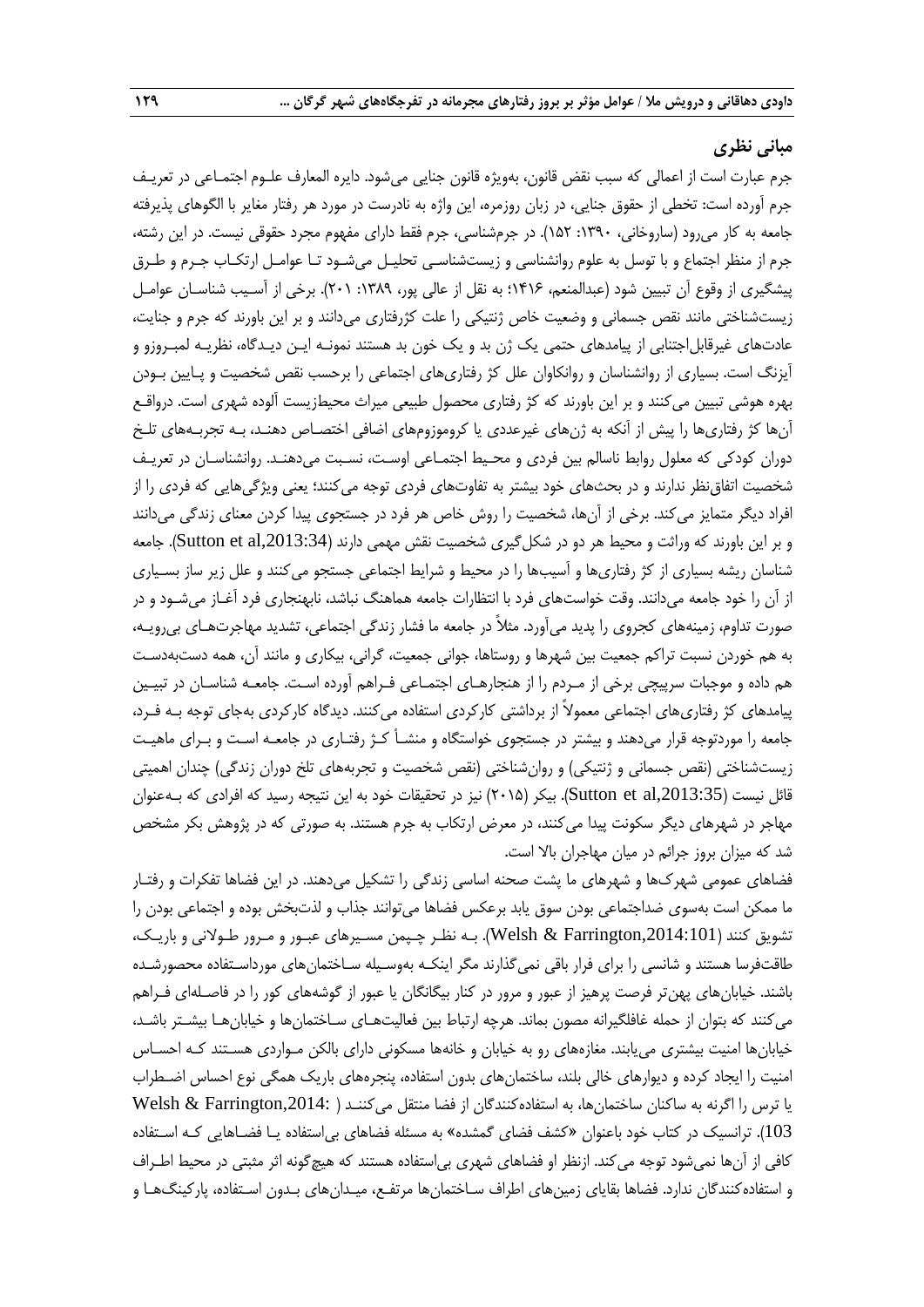## مبانی نظری

جرم عبارت است از اعمالی که سبب نقض قانون، به‌ویژه قانون جنایی می‌شود. دایره المعارف علـوم اجتمـاعی در تعریـف جرم آورده است: تخطی از حقوق جنایی، در زبان روزمره، این واژه به نادرست در مورد هر رفتار مغایر با الگوهای پذیرفته جامعه به کار می‌رود (ساروخانی، ۱۳۹۰: ۱۵۲). در جرم‌شناسی، جرم فقط دارای مفهوم مجرد حقوقی نیست. در این رشته، جرم از منظر اجتماع و با توسل به علوم روانشناسی و زیست‌شناسـی تحلیـل می‌شـود تـا عوامـل ارتکـاب جـرم و طـرق پیشگیری از وقوع آن تبیین شود (عبدالمنعم، ۱۴۱۶؛ به نقل از عالی پور، ۱۳۸۹: ۲۰۱). برخی از آسـیب شناسـان عوامـل زیست‌شناختی مانند نقص جسمانی و وضعیت خاص ژنتیکی را علت کژرفتاری می‌دانند و بر این باورند که جرم و جنایت، عادت‌های غیرقابل‌اجتنابی از پیامدهای حتمی یک ژن بد و یک خون بد هستند نمونـه ایـن دیـدگاه، نظریـه لمبـروزو و آیزنگ است. بسیاری از روانشناسان و روانکاوان علل کژ رفتاری‌های اجتماعی را برحسب نقص شخصیت و پـایین بـودن بهره هوشی تبیین می‌کنند و بر این باورند که کژ رفتاری محصول طبیعی میراث محیط‌زیست آلوده شهری است. درواقـع آن‌ها کژ رفتاری‌ها را پیش از آنکه به ژن‌های غیرعددی یا کروموزوم‌های اضافی اختصـاص دهنـد، بـه تجربـه‌های تلـخ دوران کودکی که معلول روابط ناسالم بین فردی و محـیط اجتمـاعی اوسـت، نسـبت می‌دهنـد. روانشناسـان در تعریـف شخصیت اتفاق‌نظر ندارند و در بحث‌های خود بیشتر به تفاوت‌های فردی توجه می‌کنند؛ یعنی ویژگی‌هایی که فردی را از افراد دیگر متمایز می‌کند. برخی از آن‌ها، شخصیت را روش خاص هر فرد در جستجوی پیدا کردن معنای زندگی می‌دانند و بر این باورند که وراثت و محیط هر دو در شکل‌گیری شخصیت نقش مهمی دارند (Sutton et al,2013:34). جامعه شناسان ریشه بسیاری از کژ رفتاری‌ها و آسیب‌ها را در محیط و شرایط اجتماعی جستجو می‌کنند و علل زیر ساز بسـیاری از آن را خود جامعه می‌دانند. وقت خواست‌های فرد با انتظارات جامعه هماهنگ نباشد، نابهنجاری فرد آغـاز می‌شـود و در صورت تداوم، زمینه‌های کجروی را پدید می‌آورد. مثلاً در جامعه ما فشار زندگی اجتماعی، تشدید مهاجرت‌هـای بی‌رویـه، به هم خوردن نسبت تراکم جمعیت بین شهرها و روستاها، جوانی جمعیت، گرانی، بیکاری و مانند آن، همه دست‌به‌دسـت هم داده و موجبات سرپیچی برخی از مـردم را از هنجارهـای اجتمـاعی فـراهم آورده اسـت. جامعـه شناسـان در تبیـین پیامدهای کژ رفتاری‌های اجتماعی معمولاً از برداشتی کارکردی استفاده می‌کنند. دیدگاه کارکردی به‌جای توجه بـه فـرد، جامعه را موردتوجه قرار می‌دهند و بیشتر در جستجوی خواستگاه و منشـأ کـژ رفتـاری در جامعـه اسـت و بـرای ماهیـت زیست‌شناختی (نقص جسمانی و ژنتیکی) و روان‌شناختی (نقص شخصیت و تجربه‌های تلخ دوران زندگی) چندان اهمیتی قائل نیست (Sutton et al,2013:35). بیکر (۲۰۱۵) نیز در تحقیقات خود به این نتیجه رسید که افرادی که بـه‌عنوان مهاجر در شهرهای دیگر سکونت پیدا می‌کنند، در معرض ارتکاب به جرم هستند. به صورتی که در پژوهش بکر مشخص شد که میزان بروز جرائم در میان مهاجران بالا است.

فضاهای عمومی شهرک‌ها و شهرهای ما پشت صحنه اساسی زندگی را تشکیل می‌دهند. در این فضاها تفکرات و رفتـار ما ممکن است به‌سوی ضداجتماعی بودن سوق یابد برعکس فضاها می‌توانند جذاب و لذت‌بخش بوده و اجتماعی بودن را تشویق کنند (Welsh & Farrington,2014:101). بـه نظـر چـیمن مسـیرهای عبـور و مـرور طـولانی و باریـک، طاقت‌فرسا هستند و شانسی را برای فرار باقی نمی‌گذارند مگر اینکـه به‌وسـیله سـاختمان‌های مورداسـتفاده محصورشـده باشند. خیابان‌های پهن‌تر فرصت پرهیز از عبور و مرور در کنار بیگانگان یا عبور از گوشه‌های کور را در فاصـله‌ای فـراهم می‌کنند که بتوان از حمله غافلگیرانه مصون ماند. هرچه ارتباط بین فعالیت‌هـای سـاختمان‌ها و خیابان‌هـا بیشـتر باشـد، خیابان‌ها امنیت بیشتری می‌یابند. مغازه‌های رو به خیابان و خانه‌ها مسکونی دارای بالکن مـواردی هسـتند کـه احسـاس امنیت را ایجاد کرده و دیوارهای خالی بلند، ساختمان‌های بدون استفاده، پنجره‌های باریک همگی نوع احساس اضـطراب یا ترس را اگرنه به ساکنان ساختمان‌ها، به استفاده‌کنندگان از فضا منتقل می‌کننـد (Welsh & Farrington,2014: 103). ترانسیک در کتاب خود باعنوان «کشف فضای گمشده» به مسئله فضاهای بی‌استفاده یـا فضـاهایی کـه اسـتفاده کافی از آن‌ها نمی‌شود توجه می‌کند. ازنظر او فضاهای شهری بی‌استفاده هستند که هیچ‌گونه اثر مثبتی در محیط اطـراف و استفاده‌کنندگان ندارد. فضاها بقایای زمین‌های اطراف سـاختمان‌ها مرتفـع، میـدان‌های بـدون اسـتفاده، پارکینگ‌هـا و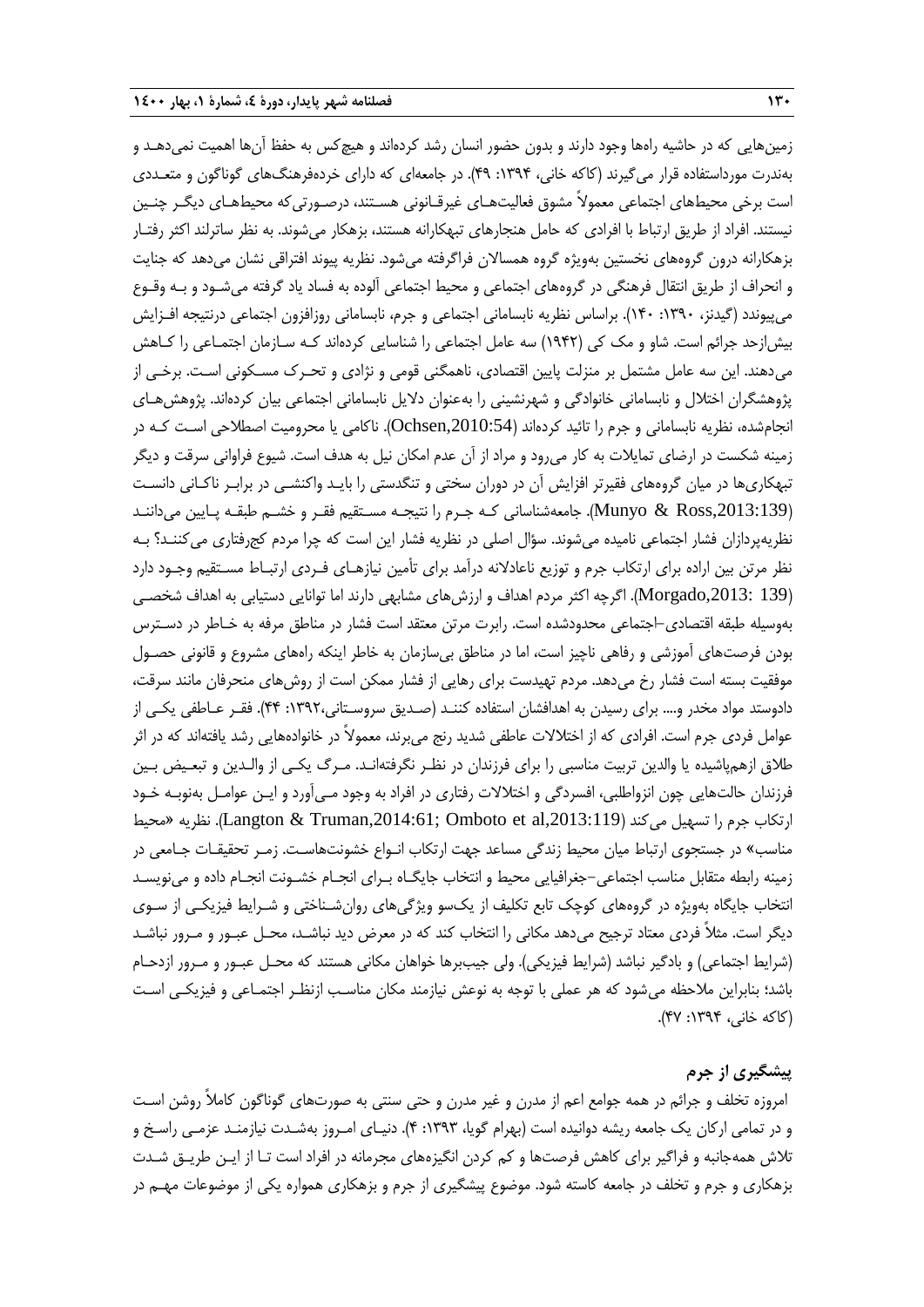زمین‌هایی که در حاشیه راه‌ها وجود دارند و بدون حضور انسان رشد کرده‌اند و هیچ‌کس به حفظ آن‌ها اهمیت نمی‌دهد و به‌ندرت مورداستفاده قرار می‌گیرند (کاکه خانی، ۱۳۹۴: ۴۹). در جامعه‌ای که دارای خرده‌فرهنگ‌های گوناگون و متعددی است برخی محیط‌های اجتماعی معمولاً مشوق فعالیت‌های غیرقانونی هستند، درصورتی‌که محیط‌های دیگر چنین نیستند. افراد از طریق ارتباط با افرادی که حامل هنجارهای تبهکارانه هستند، بزهکار می‌شوند. به نظر ساترلند اکثر رفتار بزهکارانه درون گروه‌های نخستین به‌ویژه گروه همسالان فراگرفته می‌شود. نظریه پیوند افتراقی نشان می‌دهد که جنایت و انحراف از طریق انتقال فرهنگی در گروه‌های اجتماعی و محیط اجتماعی آلوده به فساد یاد گرفته می‌شود و به وقوع می‌پیوندد (گیدنز، ۱۳۹۰: ۱۴۰). براساس نظریه نابسامانی اجتماعی و جرم، نابسامانی روزافزون اجتماعی درنتیجه افزایش بیش‌ازحد جرائم است. شاو و مک کی (۱۹۴۲) سه عامل اجتماعی را شناسایی کرده‌اند که سازمان اجتماعی را کاهش می‌دهند. این سه عامل مشتمل بر منزلت پایین اقتصادی، ناهمگنی قومی و نژادی و تحرک مسکونی است. برخی از پژوهشگران اختلال و نابسامانی خانوادگی و شهرنشینی را به‌عنوان دلایل نابسامانی اجتماعی بیان کرده‌اند. پژوهش‌های انجام‌شده، نظریه نابسامانی و جرم را تائید کرده‌اند (Ochsen,2010:54). ناکامی یا محرومیت اصطلاحی است که در زمینه شکست در ارضای تمایلات به کار می‌رود و مراد از آن عدم امکان نیل به هدف است. شیوع فراوانی سرقت و دیگر تبهکاری‌ها در میان گروه‌های فقیرتر افزایش آن در دوران سختی و تنگدستی را باید واکنشی در برابر ناکانی دانست (Munyo & Ross,2013:139). جامعه‌شناسانی که جرم را نتیجه مستقیم فقر و خشم طبقه پایین می‌دانند نظریه‌پردازان فشار اجتماعی نامیده می‌شوند. سؤال اصلی در نظریه فشار این است که چرا مردم کج‌رفتاری می‌کنند؟ به نظر مرتن بین اراده برای ارتکاب جرم و توزیع ناعادلانه درآمد برای تأمین نیازهای فردی ارتباط مستقیم وجود دارد (Morgado,2013: 139). اگرچه اکثر مردم اهداف و ارزش‌های مشابهی دارند اما توانایی دستیابی به اهداف شخصی به‌وسیله طبقه اقتصادی–اجتماعی محدودشده است. رابرت مرتن معتقد است فشار در مناطق مرفه به خاطر در دسترس بودن فرصت‌های آموزشی و رفاهی ناچیز است، اما در مناطق بی‌سازمان به خاطر اینکه راه‌های مشروع و قانونی حصول موفقیت بسته است فشار رخ می‌دهد. مردم تهیدست برای رهایی از فشار ممکن است از روش‌های منحرفان مانند سرقت، دادوستد مواد مخدر و.... برای رسیدن به اهدافشان استفاده کنند (صدیق سروستانی،۱۳۹۲: ۴۴). فقر عاطفی یکی از عوامل فردی جرم است. افرادی که از اختلالات عاطفی شدید رنج می‌برند، معمولاً در خانواده‌هایی رشد یافته‌اند که در اثر طلاق ازهم‌پاشیده یا والدین تربیت مناسبی را برای فرزندان در نظر نگرفته‌اند. مرگ یکی از والدین و تبعیض بین فرزندان حالت‌هایی چون انزواطلبی، افسردگی و اختلالات رفتاری در افراد به وجود می‌آورد و این عوامل به‌نوبه خود ارتکاب جرم را تسهیل می‌کند (Langton & Truman,2014:61; Omboto et al,2013:119). نظریه «محیط مناسب» در جستجوی ارتباط میان محیط زندگی مساعد جهت ارتکاب انواع خشونت‌هاست. زمر تحقیقات جامعی در زمینه رابطه متقابل مناسب اجتماعی–جغرافیایی محیط و انتخاب جایگاه برای انجام خشونت انجام داده و می‌نویسد انتخاب جایگاه به‌ویژه در گروه‌های کوچک تابع تکلیف از یک‌سو ویژگی‌های روان‌شناختی و شرایط فیزیکی از سوی دیگر است. مثلاً فردی معتاد ترجیح می‌دهد مکانی را انتخاب کند که در معرض دید نباشد، محل عبور و مرور نباشد (شرایط اجتماعی) و بادگیر نباشد (شرایط فیزیکی). ولی جیب‌برها خواهان مکانی هستند که محل عبور و مرور ازدحام باشد؛ بنابراین ملاحظه می‌شود که هر عملی با توجه به نوعش نیازمند مکان مناسب ازنظر اجتماعی و فیزیکی است (کاکه خانی، ۱۳۹۴: ۴۷).

## پیشگیری از جرم

امروزه تخلف و جرائم در همه جوامع اعم از مدرن و غیر مدرن و حتی سنتی به صورت‌های گوناگون کاملاً روشن است و در تمامی ارکان یک جامعه ریشه دوانیده است (بهرام گویا، ۱۳۹۳: ۴). دنیای امروز به‌شدت نیازمند عزمی راسخ و تلاش همه‌جانبه و فراگیر برای کاهش فرصت‌ها و کم کردن انگیزه‌های مجرمانه در افراد است تا از این طریق شدت بزهکاری و جرم و تخلف در جامعه کاسته شود. موضوع پیشگیری از جرم و بزهکاری همواره یکی از موضوعات مهم در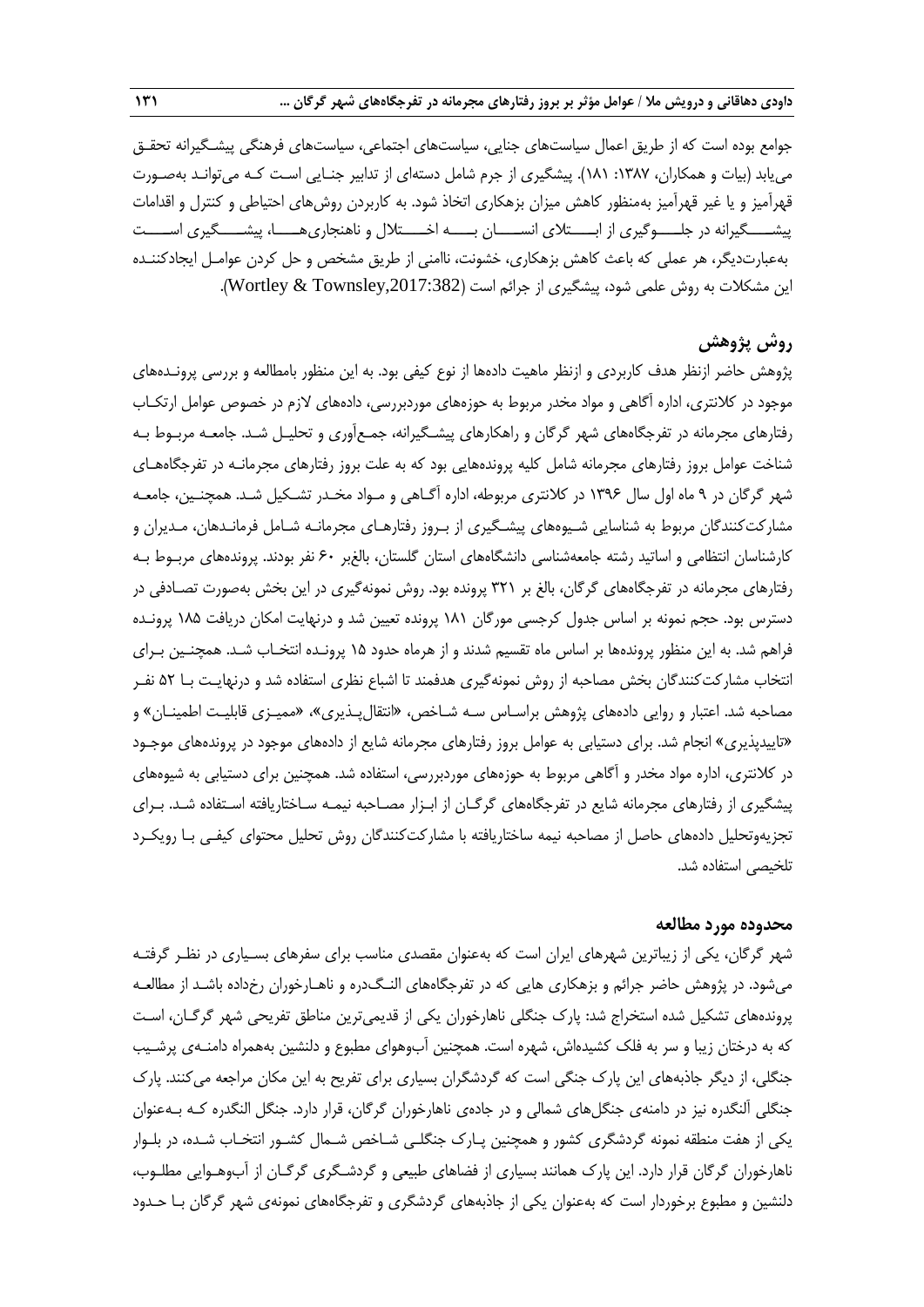جوامع بوده است که از طریق اعمال سیاست‌های جنایی، سیاست‌های اجتماعی، سیاست‌های فرهنگی پیشگیرانه تحقق می‌یابد (بیات و همکاران، ۱۳۸۷: ۱۸۱). پیشگیری از جرم شامل دسته‌ای از تدابیر جنایی است که می‌تواند به‌صورت قهرآمیز و یا غیر قهرآمیز به‌منظور کاهش میزان بزهکاری اتخاذ شود. به کاربردن روش‌های احتیاطی و کنترل و اقدامات پیشگیرانه در جلوگیری از ابتلای انسان به اختلال و ناهنجاری‌ها، پیشگیری است به‌عبارت‌دیگر، هر عملی که باعث کاهش بزهکاری، خشونت، ناامنی از طریق مشخص و حل کردن عوامل ایجادکننده این مشکلات به روش علمی شود، پیشگیری از جرائم است (Wortley & Townsley,2017:382).

## روش پژوهش

پژوهش حاضر ازنظر هدف کاربردی و ازنظر ماهیت داده‌ها از نوع کیفی بود. به این منظور بامطالعه و بررسی پرونده‌های موجود در کلانتری، اداره آگاهی و مواد مخدر مربوط به حوزه‌های موردبررسی، داده‌های لازم در خصوص عوامل ارتکاب رفتارهای مجرمانه در تفرجگاه‌های شهر گرگان و راهکارهای پیشگیرانه، جمع‌آوری و تحلیل شد. جامعه مربوط به شناخت عوامل بروز رفتارهای مجرمانه شامل کلیه پرونده‌هایی بود که به علت بروز رفتارهای مجرمانه در تفرجگاه‌های شهر گرگان در ۹ ماه اول سال ۱۳۹۶ در کلانتری مربوطه، اداره آگاهی و مواد مخدر تشکیل شد. همچنین، جامعه مشارکت‌کنندگان مربوط به شناسایی شیوه‌های پیشگیری از بروز رفتارهای مجرمانه شامل فرماندهان، مدیران و کارشناسان انتظامی و اساتید رشته جامعه‌شناسی دانشگاه‌های استان گلستان، بالغبر ۶۰ نفر بودند. پرونده‌های مربوط به رفتارهای مجرمانه در تفرجگاه‌های گرگان، بالغ بر ۳۲۱ پرونده بود. روش نمونه‌گیری در این بخش به‌صورت تصادفی در دسترس بود. حجم نمونه بر اساس جدول کرجسی مورگان ۱۸۱ پرونده تعیین شد و درنهایت امکان دریافت ۱۸۵ پرونده فراهم شد. به این منظور پرونده‌ها بر اساس ماه تقسیم شدند و از هرماه حدود ۱۵ پرونده انتخاب شد. همچنین برای انتخاب مشارکت‌کنندگان بخش مصاحبه از روش نمونه‌گیری هدفمند تا اشباع نظری استفاده شد و درنهایت با ۵۲ نفر مصاحبه شد. اعتبار و روایی داده‌های پژوهش براساس سه شاخص، «انتقال‌پذیری»، «ممیزی قابلیت اطمینان» و «تاییدپذیری» انجام شد. برای دستیابی به عوامل بروز رفتارهای مجرمانه شایع از داده‌های موجود در پرونده‌های موجود در کلانتری، اداره مواد مخدر و آگاهی مربوط به حوزه‌های موردبررسی، استفاده شد. همچنین برای دستیابی به شیوه‌های پیشگیری از رفتارهای مجرمانه شایع در تفرجگاه‌های گرگان از ابزار مصاحبه نیمه ساختاریافته استفاده شد. برای تجزیه‌وتحلیل داده‌های حاصل از مصاحبه نیمه ساختاریافته با مشارکت‌کنندگان روش تحلیل محتوای کیفی با رویکرد تلخیصی استفاده شد.

## محدوده مورد مطالعه

شهر گرگان، یکی از زیباترین شهرهای ایران است که به‌عنوان مقصدی مناسب برای سفرهای بسیاری در نظر گرفته می‌شود. در پژوهش حاضر جرائم و بزهکاری هایی که در تفرجگاه‌های النگ‌دره و ناهارخوران رخداده باشد از مطالعه پرونده‌های تشکیل شده استخراج شد: پارک جنگلی ناهارخوران یکی از قدیمی‌ترین مناطق تفریحی شهر گرگان، است که به درختان زیبا و سر به فلک کشیده‌اش، شهره است. همچنین آب‌وهوای مطبوع و دلنشین به‌همراه دامنه‌ی پرشیب جنگلی، از دیگر جاذبه‌های این پارک جنگی است که گردشگران بسیاری برای تفریح به این مکان مراجعه می‌کنند. پارک جنگلی آلنگدره نیز در دامنه‌ی جنگل‌های شمالی و در جاده‌ی ناهارخوران گرگان، قرار دارد. جنگل النگدره که به‌عنوان یکی از هفت منطقه نمونه گردشگری کشور و همچنین پارک جنگلی شاخص شمال کشور انتخاب شده، در بلوار ناهارخوران گرگان قرار دارد. این پارک همانند بسیاری از فضاهای طبیعی و گردشگری گرگان از آب‌وهوایی مطلوب، دلنشین و مطبوع برخوردار است که به‌عنوان یکی از جاذبه‌های گردشگری و تفرجگاه‌های نمونه‌ی شهر گرگان با حدود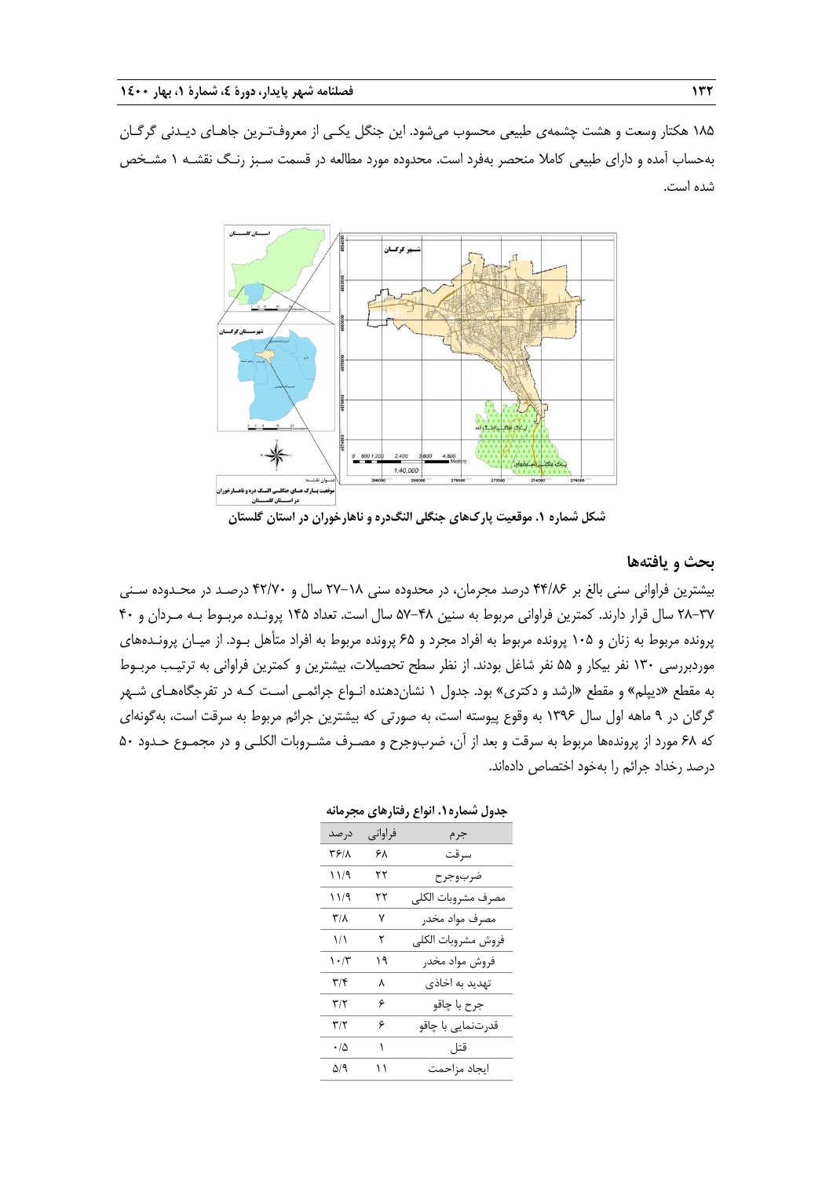۱۸۵ هکتار وسعت و هشت چشمه‌ی طبیعی محسوب می‌شود. این جنگل یکـی از معروف‌تـرین جاهـای دیـدنی گرگـان به‌حساب آمده و دارای طبیعی کاملا منحصر به‌فرد است. محدوده مورد مطالعه در قسمت سبز رنـگ نقشـه ۱ مشـخص شده است.

شکل شماره ۱. موقعیت پارک‌های جنگلی النگ‌دره و ناهارخوران در استان گلستان

## بحث و یافته‌ها

بیشترین فراوانی سنی بالغ بر ۴۴/۸۶ درصد مجرمان، در محدوده سنی ۱۸–۲۷ سال و ۴۲/۷۰ درصـد در محـدوده سـنی ۲۸–۳۷ سال قرار دارند. کمترین فراوانی مربوط به سنین ۴۸–۵۷ سال است. تعداد ۱۴۵ پرونـده مربـوط بـه مـردان و ۴۰ پرونده مربوط به زنان و ۱۰۵ پرونده مربوط به افراد مجرد و ۶۵ پرونده مربوط به افراد متأهل بـود. از میـان پرونـده‌های موردبررسی ۱۳۰ نفر بیکار و ۵۵ نفر شاغل بودند. از نظر سطح تحصیلات، بیشترین و کمترین فراوانی به ترتیـب مربـوط به مقطع «دیپلم» و مقطع «ارشد و دکتری» بود. جدول ۱ نشان‌دهنده انـواع جرائمـی اسـت کـه در تفرجگاه‌هـای شـهر گرگان در ۹ ماهه اول سال ۱۳۹۶ به وقوع پیوسته است، به صورتی که بیشترین جرائم مربوط به سرقت است، به‌گونه‌ای که ۶۸ مورد از پرونده‌ها مربوط به سرقت و بعد از آن، ضرب‌وجرح و مصـرف مشـروبات الکلـی و در مجمـوع حـدود ۵۰ درصد رخداد جرائم را به‌خود اختصاص داده‌اند.

**جدول شماره۱. انواع رفتارهای مجرمانه**

| جرم | فراوانی | درصد |
|---|---|---|
| سرقت | ۶۸ | ۳۶/۸ |
| ضرب‌وجرح | ۲۲ | ۱۱/۹ |
| مصرف مشروبات الکلی | ۲۲ | ۱۱/۹ |
| مصرف مواد مخدر | ۷ | ۳/۸ |
| فروش مشروبات الکلی | ۲ | ۱/۱ |
| فروش مواد مخدر | ۱۹ | ۱۰/۳ |
| تهدید به اخاذی | ۸ | ۳/۴ |
| جرح با چاقو | ۶ | ۳/۲ |
| قدرت‌نمایی با چاقو | ۶ | ۳/۲ |
| قتل | ۱ | ۰/۵ |
| ایجاد مزاحمت | ۱۱ | ۵/۹ |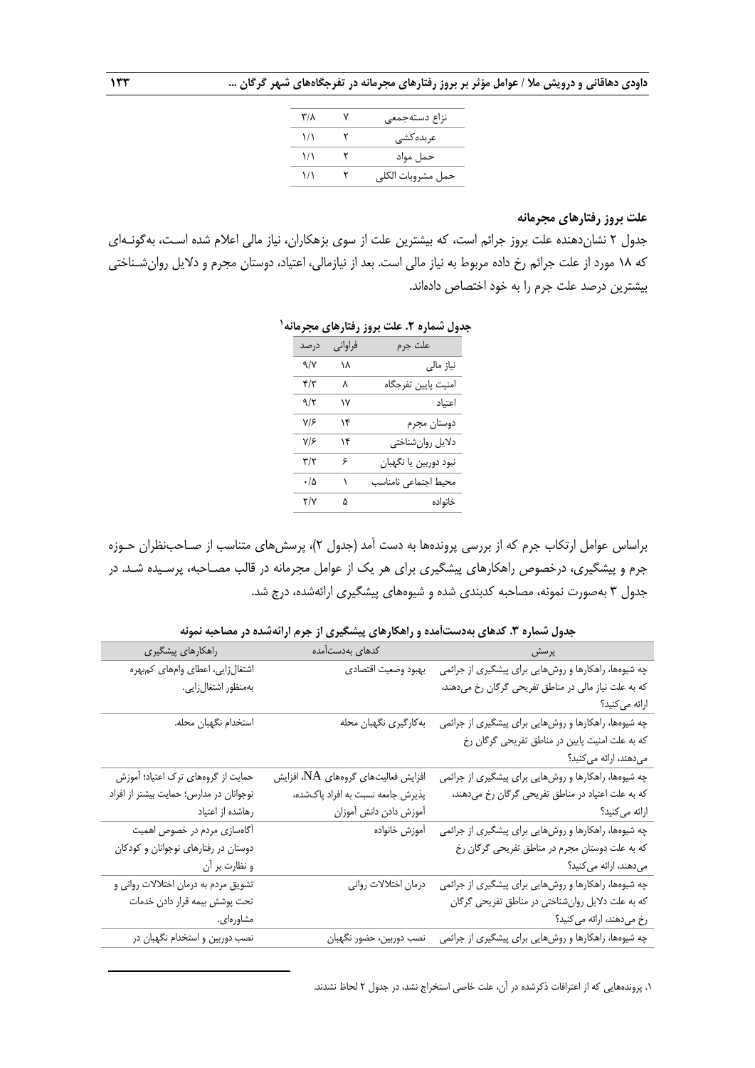| نزاع دسته‌جمعی | ۷ | ۳/۸ |
| --- | --- | --- |
| عربده‌کشی | ۲ | ۱/۱ |
| حمل مواد | ۲ | ۱/۱ |
| حمل مشروبات الکلی | ۲ | ۱/۱ |

### علت بروز رفتارهای مجرمانه

جدول ۲ نشان‌دهنده علت بروز جرائم است، که بیشترین علت از سوی بزهکاران، نیاز مالی اعلام شده است، به‌گونه‌ای که ۱۸ مورد از علت جرائم رخ داده مربوط به نیاز مالی است. بعد از نیازمالی، اعتیاد، دوستان مجرم و دلایل روان‌شناختی بیشترین درصد علت جرم را به خود اختصاص داده‌اند.

**جدول شماره ۲. علت بروز رفتارهای مجرمانه**[1]

| علت جرم | فراوانی | درصد |
| --- | --- | --- |
| نیاز مالی | ۱۸ | ۹/۷ |
| امنیت پایین تفرجگاه | ۸ | ۴/۳ |
| اعتیاد | ۱۷ | ۹/۲ |
| دوستان مجرم | ۱۴ | ۷/۶ |
| دلایل روان‌شناختی | ۱۴ | ۷/۶ |
| نبود دوربین یا نگهبان | ۶ | ۳/۲ |
| محیط اجتماعی نامناسب | ۱ | ۰/۵ |
| خانواده | ۵ | ۲/۷ |

براساس عوامل ارتکاب جرم که از بررسی پرونده‌ها به دست آمد (جدول ۲)، پرسش‌های متناسب از صاحب‌نظران حوزه جرم و پیشگیری، درخصوص راهکارهای پیشگیری برای هر یک از عوامل مجرمانه در قالب مصاحبه، پرسیده شد. در جدول ۳ به‌صورت نمونه، مصاحبه کدبندی شده و شیوه‌های پیشگیری ارائه‌شده، درج شد.

**جدول شماره ۳. کدهای به‌دست‌آمده و راهکارهای پیشگیری از جرم ارائه‌شده در مصاحبه نمونه**

| پرسش | کدهای به‌دست‌آمده | راهکارهای پیشگیری |
| --- | --- | --- |
| چه شیوه‌ها، راهکارها و روش‌هایی برای پیشگیری از جرائمی که به علت نیاز مالی در مناطق تفریحی گرگان رخ می‌دهند، ارائه می‌کنید؟ | بهبود وضعیت اقتصادی | اشتغال‌زایی، اعطای وام‌های کم‌بهره به‌منظور اشتغال‌زایی. |
| چه شیوه‌ها، راهکارها و روش‌هایی برای پیشگیری از جرائمی که به علت امنیت پایین در مناطق تفریحی گرگان رخ می‌دهند، ارائه می‌کنید؟ | به‌کارگیری نگهبان محله | استخدام نگهبان محله. |
| چه شیوه‌ها، راهکارها و روش‌هایی برای پیشگیری از جرائمی که به علت اعتیاد در مناطق تفریحی گرگان رخ می‌دهند، ارائه می‌کنید؟ | افزایش فعالیت‌های گروه‌های NA، افزایش پذیرش جامعه نسبت به افراد پاک‌شده، آموزش دادن دانش آموزان | حمایت از گروه‌های ترک اعتیاد؛ آموزش نوجوانان در مدارس؛ حمایت بیشتر از افراد رهاشده از اعتیاد |
| چه شیوه‌ها، راهکارها و روش‌هایی برای پیشگیری از جرائمی که به علت دوستان مجرم در مناطق تفریحی گرگان رخ می‌دهند، ارائه می‌کنید؟ | آموزش خانواده | آگاه‌سازی مردم در خصوص اهمیت دوستان در رفتارهای نوجوانان و کودکان و نظارت بر آن |
| چه شیوه‌ها، راهکارها و روش‌هایی برای پیشگیری از جرائمی که به علت دلایل روان‌شناختی در مناطق تفریحی گرگان رخ می‌دهند، ارائه می‌کنید؟ | درمان اختلالات روانی | تشویق مردم به درمان اختلالات روانی و تحت پوشش بیمه قرار دادن خدمات مشاوره‌ای. |
| چه شیوه‌ها، راهکارها و روش‌هایی برای پیشگیری از جرائمی | نصب دوربین، حضور نگهبان | نصب دوربین و استخدام نگهبان در |

[1] پرونده‌هایی که از اعترافات ذکرشده در آن، علت خاصی استخراج نشد، در جدول ۲ لحاظ نشدند.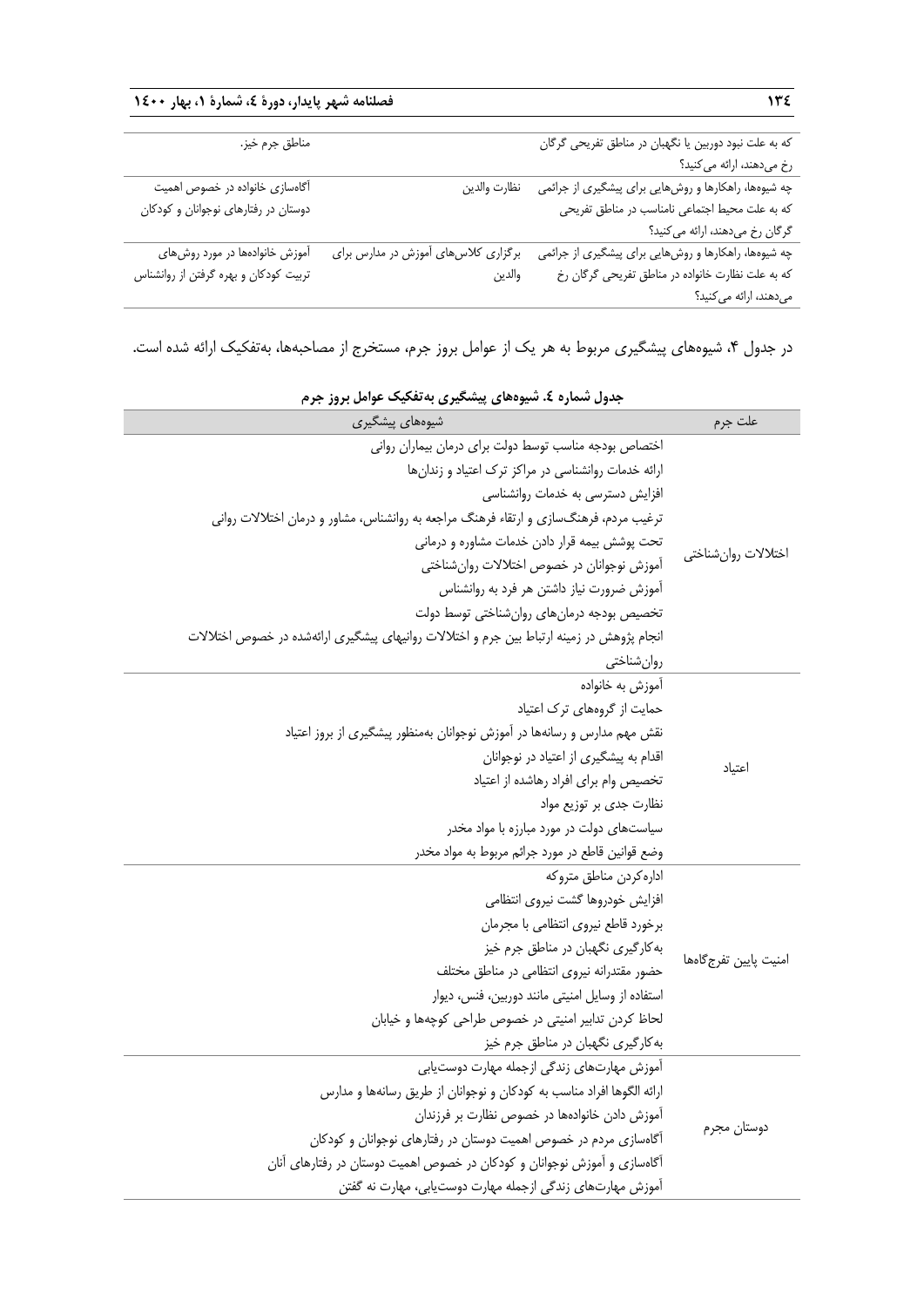| | | |
|---|---|---|
| که به علت نبود دوربین یا نگهبان در مناطق تفریحی گرگان رخ می‌دهند، ارائه می‌کنید؟ | | مناطق جرم خیز. |
| چه شیوه‌ها، راهکارها و روش‌هایی برای پیشگیری از جرائمی که به علت محیط اجتماعی نامناسب در مناطق تفریحی گرگان رخ می‌دهند، ارائه می‌کنید؟ | نظارت والدین | آگاه‌سازی خانواده در خصوص اهمیت دوستان در رفتارهای نوجوانان و کودکان |
| چه شیوه‌ها، راهکارها و روش‌هایی برای پیشگیری از جرائمی که به علت نظارت خانواده در مناطق تفریحی گرگان رخ می‌دهند، ارائه می‌کنید؟ | برگزاری کلاس‌های آموزش در مدارس برای والدین | آموزش خانواده‌ها در مورد روش‌های تربیت کودکان و بهره گرفتن از روانشناس |

در جدول ۴، شیوه‌های پیشگیری مربوط به هر یک از عوامل بروز جرم، مستخرج از مصاحبه‌ها، به‌تفکیک ارائه شده است.

**جدول شماره ٤. شیوه‌های پیشگیری به‌تفکیک عوامل بروز جرم**

| علت جرم | شیوه‌های پیشگیری |
|---|---|
| اختلالات روان‌شناختی | اختصاص بودجه مناسب توسط دولت برای درمان بیماران روانی<br>ارائه خدمات روانشناسی در مراکز ترک اعتیاد و زندان‌ها<br>افزایش دسترسی به خدمات روانشناسی<br>ترغیب مردم، فرهنگ‌سازی و ارتقاء فرهنگ مراجعه به روانشناس، مشاور و درمان اختلالات روانی<br>تحت پوشش بیمه قرار دادن خدمات مشاوره و درمانی<br>آموزش نوجوانان در خصوص اختلالات روان‌شناختی<br>آموزش ضرورت نیاز داشتن هر فرد به روانشناس<br>تخصیص بودجه درمان‌های روان‌شناختی توسط دولت<br>انجام پژوهش در زمینه ارتباط بین جرم و اختلالات روانیهای پیشگیری ارائه‌شده در خصوص اختلالات روان‌شناختی |
| اعتیاد | آموزش به خانواده<br>حمایت از گروه‌های ترک اعتیاد<br>نقش مهم مدارس و رسانه‌ها در آموزش نوجوانان به‌منظور پیشگیری از بروز اعتیاد<br>اقدام به پیشگیری از اعتیاد در نوجوانان<br>تخصیص وام برای افراد رهاشده از اعتیاد<br>نظارت جدی بر توزیع مواد<br>سیاست‌های دولت در مورد مبارزه با مواد مخدر<br>وضع قوانین قاطع در مورد جرائم مربوط به مواد مخدر |
| امنیت پایین تفرجگاه‌ها | اداره‌کردن مناطق متروکه<br>افزایش خودروها گشت نیروی انتظامی<br>برخورد قاطع نیروی انتظامی با مجرمان<br>به‌کارگیری نگهبان در مناطق جرم خیز<br>حضور مقتدرانه نیروی انتظامی در مناطق مختلف<br>استفاده از وسایل امنیتی مانند دوربین، فنس، دیوار<br>لحاظ کردن تدابیر امنیتی در خصوص طراحی کوچه‌ها و خیابان<br>به‌کارگیری نگهبان در مناطق جرم خیز |
| دوستان مجرم | آموزش مهارت‌های زندگی ازجمله مهارت دوست‌یابی<br>ارائه الگوها افراد مناسب به کودکان و نوجوانان از طریق رسانه‌ها و مدارس<br>آموزش دادن خانواده‌ها در خصوص نظارت بر فرزندان<br>آگاه‌سازی مردم در خصوص اهمیت دوستان در رفتارهای نوجوانان و کودکان<br>آگاه‌سازی و آموزش نوجوانان و کودکان در خصوص اهمیت دوستان در رفتارهای آنان<br>آموزش مهارت‌های زندگی ازجمله مهارت دوست‌یابی، مهارت نه گفتن |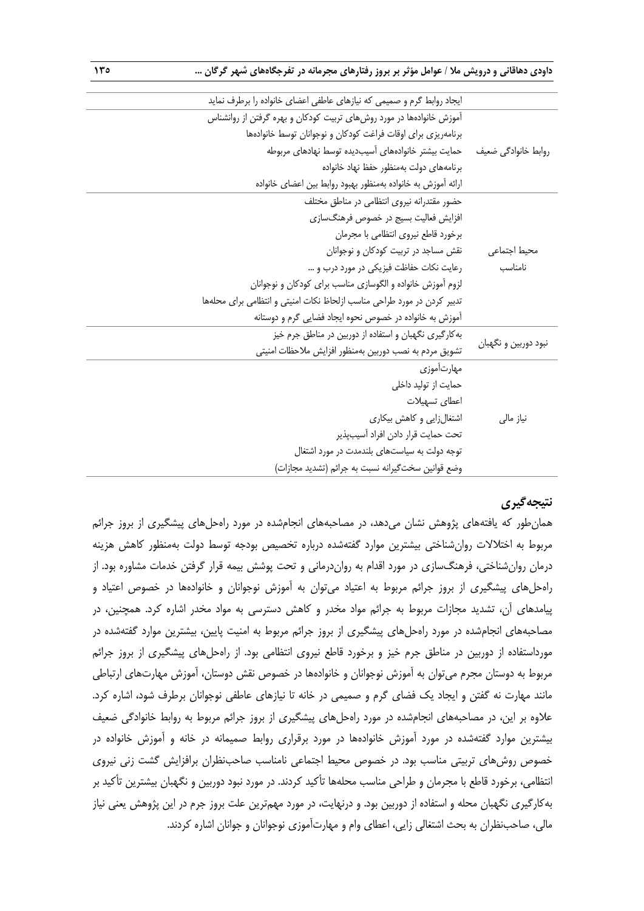| | |
|---|---|
| روابط خانوادگی ضعیف | ایجاد روابط گرم و صمیمی که نیازهای عاطفی اعضای خانواده را برطرف نماید |
| | آموزش خانوادهها در مورد روشهای تربیت کودکان و بهره گرفتن از روانشناس |
| | برنامهریزی برای اوقات فراغت کودکان و نوجوانان توسط خانوادهها |
| | حمایت بیشتر خانوادههای آسیبدیده توسط نهادهای مربوطه |
| | برنامههای دولت بهمنظور حفظ نهاد خانواده |
| | ارائه آموزش به خانواده بهمنظور بهبود روابط بین اعضای خانواده |
| محیط اجتماعی نامناسب | حضور مقتدرانه نیروی انتظامی در مناطق مختلف |
| | افزایش فعالیت بسیج در خصوص فرهنگسازی |
| | برخورد قاطع نیروی انتظامی با مجرمان |
| | نقش مساجد در تربیت کودکان و نوجوانان |
| | رعایت نکات حفاظت فیزیکی در مورد درب و ... |
| | لزوم آموزش خانواده و الگوسازی مناسب برای کودکان و نوجوانان |
| | تدبیر کردن در مورد طراحی مناسب ازلحاظ نکات امنیتی و انتظامی برای محلهها |
| | آموزش به خانواده در خصوص نحوه ایجاد فضایی گرم و دوستانه |
| نبود دوربین و نگهبان | بهکارگیری نگهبان و استفاده از دوربین در مناطق جرم خیز |
| | تشویق مردم به نصب دوربین بهمنظور افزایش ملاحظات امنیتی |
| نیاز مالی | مهارتآموزی |
| | حمایت از تولید داخلی |
| | اعطای تسهیلات |
| | اشتغالزایی و کاهش بیکاری |
| | تحت حمایت قرار دادن افراد آسیبپذیر |
| | توجه دولت به سیاستهای بلندمدت در مورد اشتغال |
| | وضع قوانین سختگیرانه نسبت به جرائم (تشدید مجازات) |

## نتیجهگیری

همانطور که یافتههای پژوهش نشان میدهد، در مصاحبههای انجامشده در مورد راهحلهای پیشگیری از بروز جرائم مربوط به اختلالات روانشناختی بیشترین موارد گفتهشده درباره تخصیص بودجه توسط دولت بهمنظور کاهش هزینه درمان روانشناختی، فرهنگسازی در مورد اقدام به رواندرمانی و تحت پوشش بیمه قرار گرفتن خدمات مشاوره بود. از راهحلهای پیشگیری از بروز جرائم مربوط به اعتیاد میتوان به آموزش نوجوانان و خانوادهها در خصوص اعتیاد و پیامدهای آن، تشدید مجازات مربوط به جرائم مواد مخدر و کاهش دسترسی به مواد مخدر اشاره کرد. همچنین، در مصاحبههای انجامشده در مورد راهحلهای پیشگیری از بروز جرائم مربوط به امنیت پایین، بیشترین موارد گفتهشده در مورداستفاده از دوربین در مناطق جرم خیز و برخورد قاطع نیروی انتظامی بود. از راهحلهای پیشگیری از بروز جرائم مربوط به دوستان مجرم میتوان به آموزش نوجوانان و خانوادهها در خصوص نقش دوستان، آموزش مهارتهای ارتباطی مانند مهارت نه گفتن و ایجاد یک فضای گرم و صمیمی در خانه تا نیازهای عاطفی نوجوانان برطرف شود، اشاره کرد. علاوه بر این، در مصاحبههای انجامشده در مورد راهحلهای پیشگیری از بروز جرائم مربوط به روابط خانوادگی ضعیف بیشترین موارد گفتهشده در مورد آموزش خانوادهها در مورد برقراری روابط صمیمانه در خانه و آموزش خانواده در خصوص روشهای تربیتی مناسب بود. در خصوص محیط اجتماعی نامناسب صاحبنظران برافزایش گشت زنی نیروی انتظامی، برخورد قاطع با مجرمان و طراحی مناسب محلهها تأکید کردند. در مورد نبود دوربین و نگهبان بیشترین تأکید بر بهکارگیری نگهبان محله و استفاده از دوربین بود. و درنهایت، در مورد مهمترین علت بروز جرم در این پژوهش یعنی نیاز مالی، صاحبنظران به بحث اشتغالی زایی، اعطای وام و مهارتآموزی نوجوانان و جوانان اشاره کردند.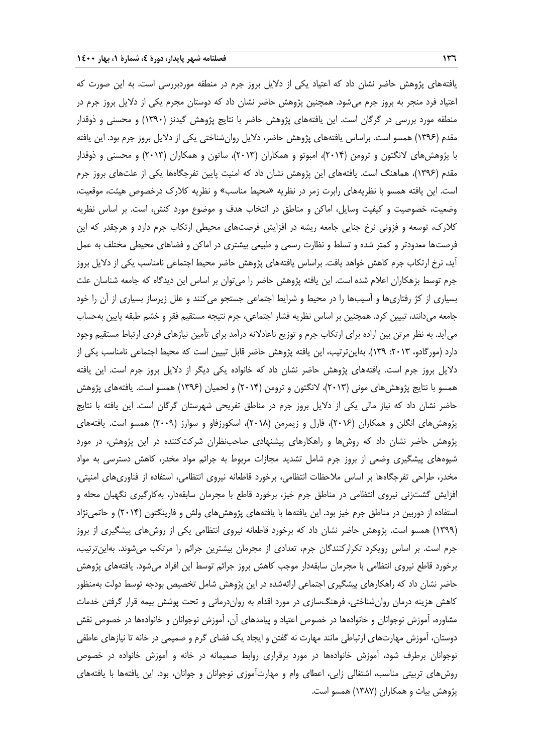یافته‌های پژوهش حاضر نشان داد که اعتیاد یکی از دلایل بروز جرم در منطقه موردبررسی است. به این صورت که اعتیاد فرد منجر به بروز جرم می‌شود. همچنین پژوهش حاضر نشان داد که دوستان مجرم یکی از دلایل بروز جرم در منطقه مورد بررسی در گرگان است. این یافته‌های پژوهش حاضر با نتایج پژوهش گیدنز (۱۳۹۰) و محسنی و ذوقدار مقدم (۱۳۹۶) همسو است. براساس یافته‌های پژوهش حاضر، دلایل روان‌شناختی یکی از دلایل بروز جرم بود. این یافته با پژوهش‌های لانگتون و ترومن (۲۰۱۴)، امبوتو و همکاران (۲۰۱۳)، ساتون و همکاران (۲۰۱۳) و محسنی و ذوقدار مقدم (۱۳۹۶)، هماهنگ است. یافته‌های این پژوهش نشان داد که امنیت پایین تفرجگاه‌ها یکی از علت‌های بروز جرم است. این یافته همسو با نظریه‌های رابرت زمر در نظریه «محیط مناسب» و نظریه کلارک درخصوص هیئت، موقعیت، وضعیت، خصوصیت و کیفیت وسایل، اماکن و مناطق در انتخاب هدف و موضوع مورد کنش، است. بر اساس نظریه کلارک، توسعه و فزونی نرخ جنایی جامعه ریشه در افزایش فرصت‌های محیطی ارتکاب جرم دارد و هرچقدر که این فرصت‌ها معدودتر و کمتر شده و تسلط و نظارت رسمی و طبیعی بیشتری در اماکن و فضاهای محیطی مختلف به عمل آید، نرخ ارتکاب جرم کاهش خواهد یافت. براساس یافته‌های پژوهش حاضر محیط اجتماعی نامناسب یکی از دلایل بروز جرم توسط بزهکاران اعلام شده است. این یافته پژوهش حاضر را می‌توان بر اساس این دیدگاه که جامعه شناسان علت بسیاری از کژ رفتاری‌ها و آسیب‌ها را در محیط و شرایط اجتماعی جستجو می‌کنند و علل زیرساز بسیاری از آن را خود جامعه می‌دانند، تبیین کرد. همچنین بر اساس نظریه فشار اجتماعی، جرم نتیجه مستقیم فقر و خشم طبقه پایین به‌حساب می‌آید. به نظر مرتن بین اراده برای ارتکاب جرم و توزیع ناعادلانه درآمد برای تأمین نیازهای فردی ارتباط مستقیم وجود دارد (مورگادو، ۲۰۱۳: ۱۳۹). به‌این‌ترتیب، این یافته پژوهش حاضر قابل تبیین است که محیط اجتماعی نامناسب یکی از دلایل بروز جرم است. یافته‌های پژوهش حاضر نشان داد که خانواده یکی دیگر از دلایل بروز جرم است. این یافته همسو با نتایج پژوهش‌های مونی (۲۰۱۳)، لانگتون و ترومن (۲۰۱۴) و لحمیان (۱۳۹۶) همسو است. یافته‌های پژوهش حاضر نشان داد که نیاز مالی یکی از دلایل بروز جرم در مناطق تفریحی شهرستان گرگان است. این یافته با نتایج پژوهش‌های انگلن و همکاران (۲۰۱۶)، فارل و زیمرمن (۲۰۱۸)، اسکورزفاو و سوارز (۲۰۰۹) همسو است. یافته‌های پژوهش حاضر نشان داد که روش‌ها و راهکارهای پیشنهادی صاحب‌نظران شرکت‌کننده در این پژوهش، در مورد شیوه‌های پیشگیری وضعی از بروز جرم شامل تشدید مجازات مربوط به جرائم مواد مخدر، کاهش دسترسی به مواد مخدر، طراحی تفرجگاه‌ها بر اساس ملاحظات انتظامی، برخورد قاطعانه نیروی انتظامی، استفاده از فناوری‌های امنیتی، افزایش گشت‌زنی نیروی انتظامی در مناطق جرم خیز، برخورد قاطع با مجرمان سابقه‌دار، به‌کارگیری نگهبان محله و استفاده از دوربین در مناطق جرم خیز بود. این یافته‌ها با یافته‌های پژوهش‌های ولش و فارینگتون (۲۰۱۴) و حاتمی‌نژاد (۱۳۹۹) همسو است. پژوهش حاضر نشان داد که برخورد قاطعانه نیروی انتظامی یکی از روش‌های پیشگیری از بروز جرم است. بر اساس رویکرد تکرارکنندگان جرم، تعدادی از مجرمان بیشترین جرائم را مرتکب می‌شوند. به‌این‌ترتیب، برخورد قاطع نیروی انتظامی با مجرمان سابقه‌دار موجب کاهش بروز جرائم توسط این افراد می‌شود. یافته‌های پژوهش حاضر نشان داد که راهکارهای پیشگیری اجتماعی ارائه‌شده در این پژوهش شامل تخصیص بودجه توسط دولت به‌منظور کاهش هزینه درمان روان‌شناختی، فرهنگ‌سازی در مورد اقدام به روان‌درمانی و تحت پوشش بیمه قرار گرفتن خدمات مشاوره، آموزش نوجوانان و خانواده‌ها در خصوص اعتیاد و پیامدهای آن، آموزش نوجوانان و خانواده‌ها در خصوص نقش دوستان، آموزش مهارت‌های ارتباطی مانند مهارت نه گفتن و ایجاد یک فضای گرم و صمیمی در خانه تا نیازهای عاطفی نوجوانان برطرف شود، آموزش خانواده‌ها در مورد برقراری روابط صمیمانه در خانه و آموزش خانواده در خصوص روش‌های تربیتی مناسب، اشتغالی زایی، اعطای وام و مهارت‌آموزی نوجوانان و جوانان، بود. این یافته‌ها با یافته‌های پژوهش بیات و همکاران (۱۳۸۷) همسو است.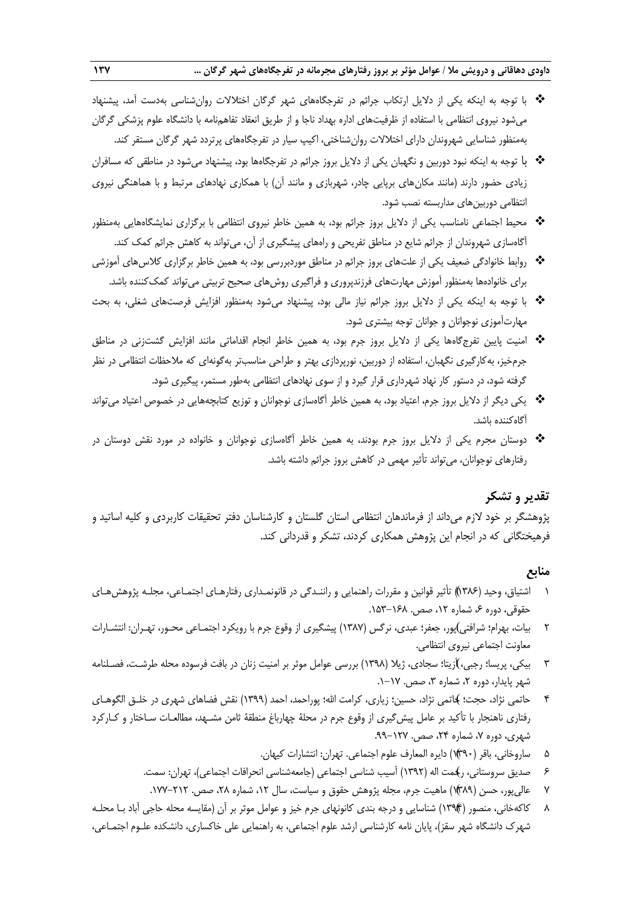- با توجه به اینکه یکی از دلایل ارتکاب جرائم در تفرجگاه‌های شهر گرگان اختلالات روان‌شناسی به‌دست آمد، پیشنهاد می‌شود نیروی انتظامی با استفاده از ظرفیت‌های اداره بهداد ناجا و از طریق انعقاد تفاهم‌نامه با دانشگاه علوم پزشکی گرگان به‌منظور شناسایی شهروندان دارای اختلالات روان‌شناختی، اکیپ سیار در تفرجگاه‌های پرتردد شهر گرگان مستقر کند.
- با توجه به اینکه نبود دوربین و نگهبان یکی از دلایل بروز جرائم در تفرجگاه‌ها بود، پیشنهاد می‌شود در مناطقی که مسافران زیادی حضور دارند (مانند مکان‌های برپایی چادر، شهربازی و مانند آن) با همکاری نهادهای مرتبط و با هماهنگی نیروی انتظامی دوربین‌های مداربسته نصب شود.
- محیط اجتماعی نامناسب یکی از دلایل بروز جرائم بود، به همین خاطر نیروی انتظامی با برگزاری نمایشگاه‌هایی به‌منظور آگاه‌سازی شهروندان از جرائم شایع در مناطق تفریحی و راه‌های پیشگیری از آن، می‌تواند به کاهش جرائم کمک کند.
- روابط خانوادگی ضعیف یکی از علت‌های بروز جرائم در مناطق موردبررسی بود، به همین خاطر برگزاری کلاس‌های آموزشی برای خانواده‌ها به‌منظور آموزش مهارت‌های فرزندپروری و فراگیری روش‌های صحیح تربیتی می‌تواند کمک‌کننده باشد.
- با توجه به اینکه یکی از دلایل بروز جرائم نیاز مالی بود، پیشنهاد می‌شود به‌منظور افزایش فرصت‌های شغلی، به بحث مهارت‌آموزی نوجوانان و جوانان توجه بیشتری شود.
- امنیت پایین تفرجگاه‌ها یکی از دلایل بروز جرم بود، به همین خاطر انجام اقداماتی مانند افزایش گشت‌زنی در مناطق جرم‌خیز، به‌کارگیری نگهبان، استفاده از دوربین، نورپردازی بهتر و طراحی مناسب‌تر به‌گونه‌ای که ملاحظات انتظامی در نظر گرفته شود، در دستور کار نهاد شهرداری قرار گیرد و از سوی نهادهای انتظامی به‌طور مستمر، پیگیری شود.
- یکی دیگر از دلایل بروز جرم، اعتیاد بود، به همین خاطر آگاه‌سازی نوجوانان و توزیع کتابچه‌هایی در خصوص اعتیاد می‌تواند آگاه‌کننده باشد.
- دوستان مجرم یکی از دلایل بروز جرم بودند، به همین خاطر آگاه‌سازی نوجوانان و خانواده در مورد نقش دوستان در رفتارهای نوجوانان، می‌تواند تأثیر مهمی در کاهش بروز جرائم داشته باشد.

## تقدیر و تشکر

پژوهشگر بر خود لازم می‌داند از فرماندهان انتظامی استان گلستان و کارشناسان دفتر تحقیقات کاربردی و کلیه اساتید و فرهیختگانی که در انجام این پژوهش همکاری کردند، تشکر و قدردانی کند.

## منابع

۱ اشتیاق، وحید (۱۳۸۶) تأثیر قوانین و مقررات راهنمایی و رانندگی در قانونمداری رفتارهای اجتماعی، مجله پژوهش‌های حقوقی، دوره ۶، شماره ۱۲، صص. ۱۶۸-۱۵۳.

۲ بیات، بهرام؛ شرافتی‌پور، جعفر؛ عبدی، نرگس (۱۳۸۷) پیشگیری از وقوع جرم با رویکرد اجتماعی محور، تهران: انتشارات معاونت اجتماعی نیروی انتظامی.

۳ بیکی، پریسا؛ رجبی، آزیتا؛ سجادی، ژیلا (۱۳۹۸) بررسی عوامل موثر بر امنیت زنان در بافت فرسوده محله طرشت، فصلنامه شهر پایدار، دوره ۲، شماره ۳، صص. ۱۷-۱.

۴ حاتمی نژاد، حجت؛ حاتمی نژاد، حسین؛ زیاری، کرامت الله؛ پوراحمد، احمد (۱۳۹۹) نقش فضاهای شهری در خلق الگوهای رفتاری ناهنجار با تأکید بر عامل پیش‌گیری از وقوع جرم در محلهٔ چهارباغ منطقهٔ ثامن مشهد، مطالعات ساختار و کارکرد شهری، دوره ۷، شماره ۲۴، صص. ۱۲۷-۹۹.

۵ ساروخانی، باقر (۱۳۹۰) دایره المعارف علوم اجتماعی. تهران: انتشارات کیهان.

۶ صدیق سروستانی، رحمت اله (۱۳۹۲) آسیب شناسی اجتماعی (جامعه‌شناسی انحرافات اجتماعی)، تهران: سمت.

۷ عالی‌پور، حسن (۱۳۸۹) ماهیت جرم، مجله پژوهش حقوق و سیاست، سال ۱۲، شماره ۲۸، صص. ۲۱۲-۱۷۷.

۸ کاکه‌خانی، منصور (۱۳۹۴) شناسایی و درجه بندی کانونهای جرم خیز و عوامل موثر بر آن (مقایسه محله حاجی آباد با محله شهرک دانشگاه شهر سقز)، پایان نامه کارشناسی ارشد علوم اجتماعی، به راهنمایی علی خاکساری، دانشکده علوم اجتماعی،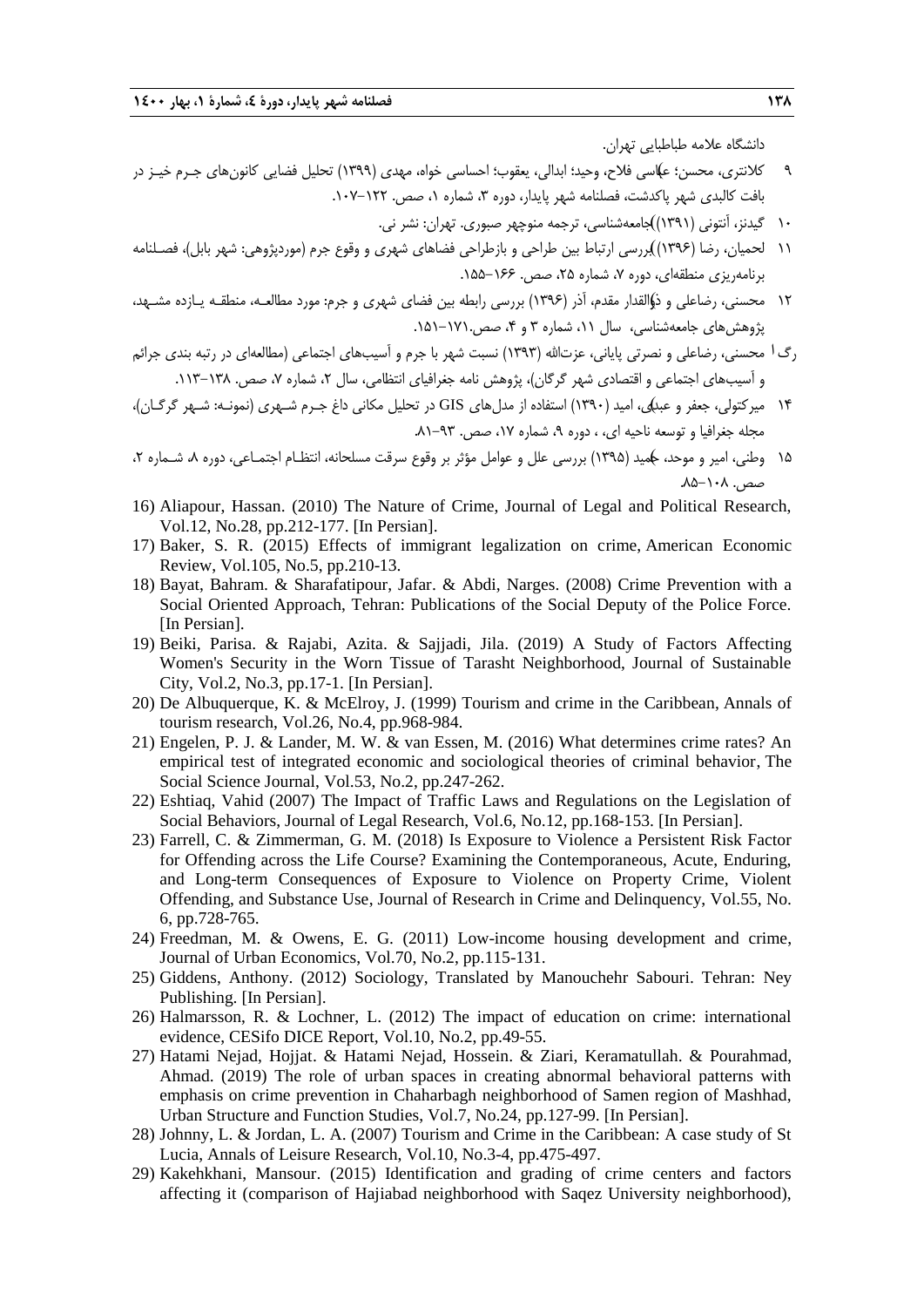دانشگاه علامه طباطبایی تهران.

۹ کلانتری، محسن؛ عباسی فلاح، وحید؛ ابدالی، یعقوب؛ احساسی خواه، مهدی (۱۳۹۹) تحلیل فضایی کانون‌های جـرم خیـز در بافت کالبدی شهر پاکدشت، فصلنامه شهر پایدار، دوره ۳، شماره ۱، صص. ۱۲۲-۱۰۷.

۱۰ گیدنز، آنتونی (۱۳۹۱) جامعه‌شناسی، ترجمه منوچهر صبوری. تهران: نشر نی.

۱۱ لحمیان، رضا (۱۳۹۶) بررسی ارتباط بین طراحی و بازطراحی فضاهای شهری و وقوع جرم (موردپژوهی: شهر بابل)، فصـلنامه برنامه‌ریزی منطقه‌ای، دوره ۷، شماره ۲۵، صص. ۱۶۶-۱۵۵.

۱۲ محسنی، رضاعلی و ذوالقدار مقدم، آذر (۱۳۹۶) بررسی رابطه بین فضای شهری و جرم: مورد مطالعـه، منطقـه یـازده مشـهد، پژوهش‌های جامعه‌شناسی، سال ۱۱، شماره ۳ و ۴، صص. ۱۷۱-۱۵۱.

۱۳ محسنی، رضاعلی و نصرتی پایانی، عزت‌الله (۱۳۹۳) نسبت شهر با جرم و آسیب‌های اجتماعی (مطالعه‌ای در رتبه بندی جرائم و آسیب‌های اجتماعی و اقتصادی شهر گرگان)، پژوهش نامه جغرافیای انتظامی، سال ۲، شماره ۷، صص. ۱۳۸-۱۱۳.

۱۴ میرکتولی، جعفر و عبدی، امید (۱۳۹۰) استفاده از مدل‌های GIS در تحلیل مکانی داغ جـرم شـهری (نمونـه: شـهر گرگـان)، مجله جغرافیا و توسعه ناحیه ای، ، دوره ۹، شماره ۱۷، صص. ۹۳-۸۱.

۱۵ وطنی، امیر و موحد، حمید (۱۳۹۵) بررسی علل و عوامل مؤثر بر وقوع سرقت مسلحانه، انتظـام اجتمـاعی، دوره ۸، شـماره ۲، صص. ۱۰۸-۸۵.

16) Aliapour, Hassan. (2010) The Nature of Crime, Journal of Legal and Political Research, Vol.12, No.28, pp.212-177. [In Persian].

17) Baker, S. R. (2015) Effects of immigrant legalization on crime, American Economic Review, Vol.105, No.5, pp.210-13.

18) Bayat, Bahram. & Sharafatipour, Jafar. & Abdi, Narges. (2008) Crime Prevention with a Social Oriented Approach, Tehran: Publications of the Social Deputy of the Police Force. [In Persian].

19) Beiki, Parisa. & Rajabi, Azita. & Sajjadi, Jila. (2019) A Study of Factors Affecting Women's Security in the Worn Tissue of Tarasht Neighborhood, Journal of Sustainable City, Vol.2, No.3, pp.17-1. [In Persian].

20) De Albuquerque, K. & McElroy, J. (1999) Tourism and crime in the Caribbean, Annals of tourism research, Vol.26, No.4, pp.968-984.

21) Engelen, P. J. & Lander, M. W. & van Essen, M. (2016) What determines crime rates? An empirical test of integrated economic and sociological theories of criminal behavior, The Social Science Journal, Vol.53, No.2, pp.247-262.

22) Eshtiaq, Vahid (2007) The Impact of Traffic Laws and Regulations on the Legislation of Social Behaviors, Journal of Legal Research, Vol.6, No.12, pp.168-153. [In Persian].

23) Farrell, C. & Zimmerman, G. M. (2018) Is Exposure to Violence a Persistent Risk Factor for Offending across the Life Course? Examining the Contemporaneous, Acute, Enduring, and Long-term Consequences of Exposure to Violence on Property Crime, Violent Offending, and Substance Use, Journal of Research in Crime and Delinquency, Vol.55, No. 6, pp.728-765.

24) Freedman, M. & Owens, E. G. (2011) Low-income housing development and crime, Journal of Urban Economics, Vol.70, No.2, pp.115-131.

25) Giddens, Anthony. (2012) Sociology, Translated by Manouchehr Sabouri. Tehran: Ney Publishing. [In Persian].

26) Halmarsson, R. & Lochner, L. (2012) The impact of education on crime: international evidence, CESifo DICE Report, Vol.10, No.2, pp.49-55.

27) Hatami Nejad, Hojjat. & Hatami Nejad, Hossein. & Ziari, Keramatullah. & Pourahmad, Ahmad. (2019) The role of urban spaces in creating abnormal behavioral patterns with emphasis on crime prevention in Chaharbagh neighborhood of Samen region of Mashhad, Urban Structure and Function Studies, Vol.7, No.24, pp.127-99. [In Persian].

28) Johnny, L. & Jordan, L. A. (2007) Tourism and Crime in the Caribbean: A case study of St Lucia, Annals of Leisure Research, Vol.10, No.3-4, pp.475-497.

29) Kakehkhani, Mansour. (2015) Identification and grading of crime centers and factors affecting it (comparison of Hajiabad neighborhood with Saqez University neighborhood),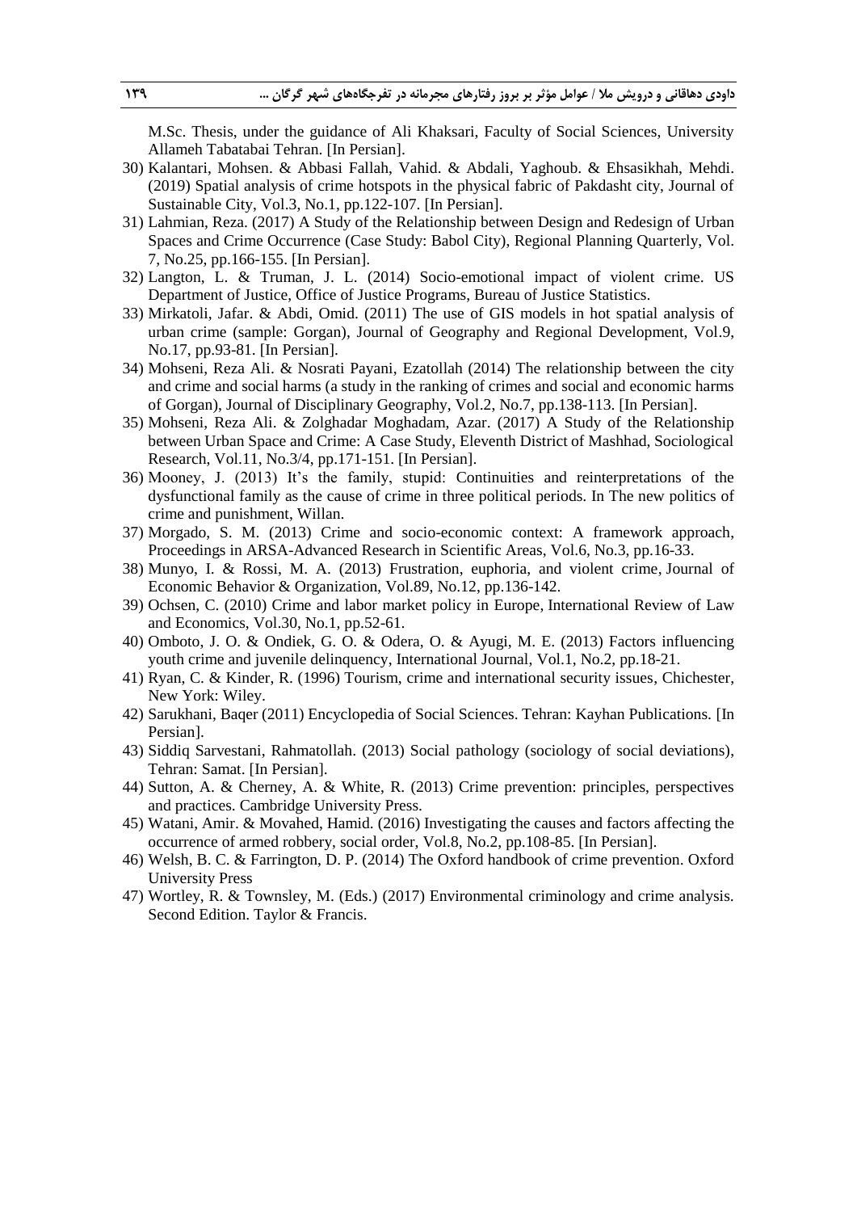M.Sc. Thesis, under the guidance of Ali Khaksari, Faculty of Social Sciences, University Allameh Tabatabai Tehran. [In Persian].

30) Kalantari, Mohsen. & Abbasi Fallah, Vahid. & Abdali, Yaghoub. & Ehsasikhah, Mehdi. (2019) Spatial analysis of crime hotspots in the physical fabric of Pakdasht city, Journal of Sustainable City, Vol.3, No.1, pp.122-107. [In Persian].
31) Lahmian, Reza. (2017) A Study of the Relationship between Design and Redesign of Urban Spaces and Crime Occurrence (Case Study: Babol City), Regional Planning Quarterly, Vol. 7, No.25, pp.166-155. [In Persian].
32) Langton, L. & Truman, J. L. (2014) Socio-emotional impact of violent crime. US Department of Justice, Office of Justice Programs, Bureau of Justice Statistics.
33) Mirkatoli, Jafar. & Abdi, Omid. (2011) The use of GIS models in hot spatial analysis of urban crime (sample: Gorgan), Journal of Geography and Regional Development, Vol.9, No.17, pp.93-81. [In Persian].
34) Mohseni, Reza Ali. & Nosrati Payani, Ezatollah (2014) The relationship between the city and crime and social harms (a study in the ranking of crimes and social and economic harms of Gorgan), Journal of Disciplinary Geography, Vol.2, No.7, pp.138-113. [In Persian].
35) Mohseni, Reza Ali. & Zolghadar Moghadam, Azar. (2017) A Study of the Relationship between Urban Space and Crime: A Case Study, Eleventh District of Mashhad, Sociological Research, Vol.11, No.3/4, pp.171-151. [In Persian].
36) Mooney, J. (2013) It's the family, stupid: Continuities and reinterpretations of the dysfunctional family as the cause of crime in three political periods. In The new politics of crime and punishment, Willan.
37) Morgado, S. M. (2013) Crime and socio-economic context: A framework approach, Proceedings in ARSA-Advanced Research in Scientific Areas, Vol.6, No.3, pp.16-33.
38) Munyo, I. & Rossi, M. A. (2013) Frustration, euphoria, and violent crime, Journal of Economic Behavior & Organization, Vol.89, No.12, pp.136-142.
39) Ochsen, C. (2010) Crime and labor market policy in Europe, International Review of Law and Economics, Vol.30, No.1, pp.52-61.
40) Omboto, J. O. & Ondiek, G. O. & Odera, O. & Ayugi, M. E. (2013) Factors influencing youth crime and juvenile delinquency, International Journal, Vol.1, No.2, pp.18-21.
41) Ryan, C. & Kinder, R. (1996) Tourism, crime and international security issues, Chichester, New York: Wiley.
42) Sarukhani, Baqer (2011) Encyclopedia of Social Sciences. Tehran: Kayhan Publications. [In Persian].
43) Siddiq Sarvestani, Rahmatollah. (2013) Social pathology (sociology of social deviations), Tehran: Samat. [In Persian].
44) Sutton, A. & Cherney, A. & White, R. (2013) Crime prevention: principles, perspectives and practices. Cambridge University Press.
45) Watani, Amir. & Movahed, Hamid. (2016) Investigating the causes and factors affecting the occurrence of armed robbery, social order, Vol.8, No.2, pp.108-85. [In Persian].
46) Welsh, B. C. & Farrington, D. P. (2014) The Oxford handbook of crime prevention. Oxford University Press
47) Wortley, R. & Townsley, M. (Eds.) (2017) Environmental criminology and crime analysis. Second Edition. Taylor & Francis.